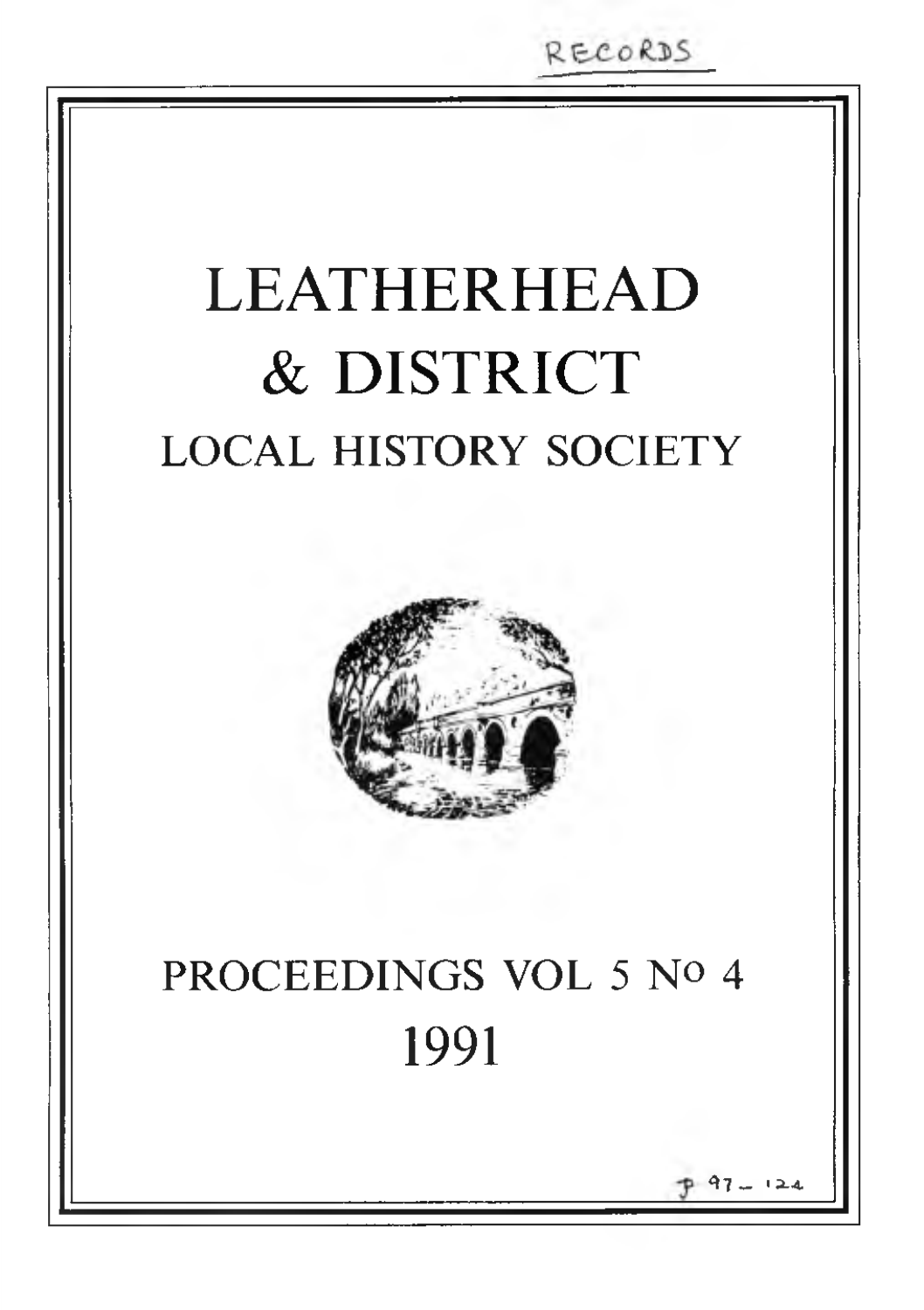RECORDS

# LEATHERHEAD & DISTRICT

## LOCAL HISTORY SOCIETY

## PROCEEDINGS VOL 5 No 4

## 1991

p 97 – 124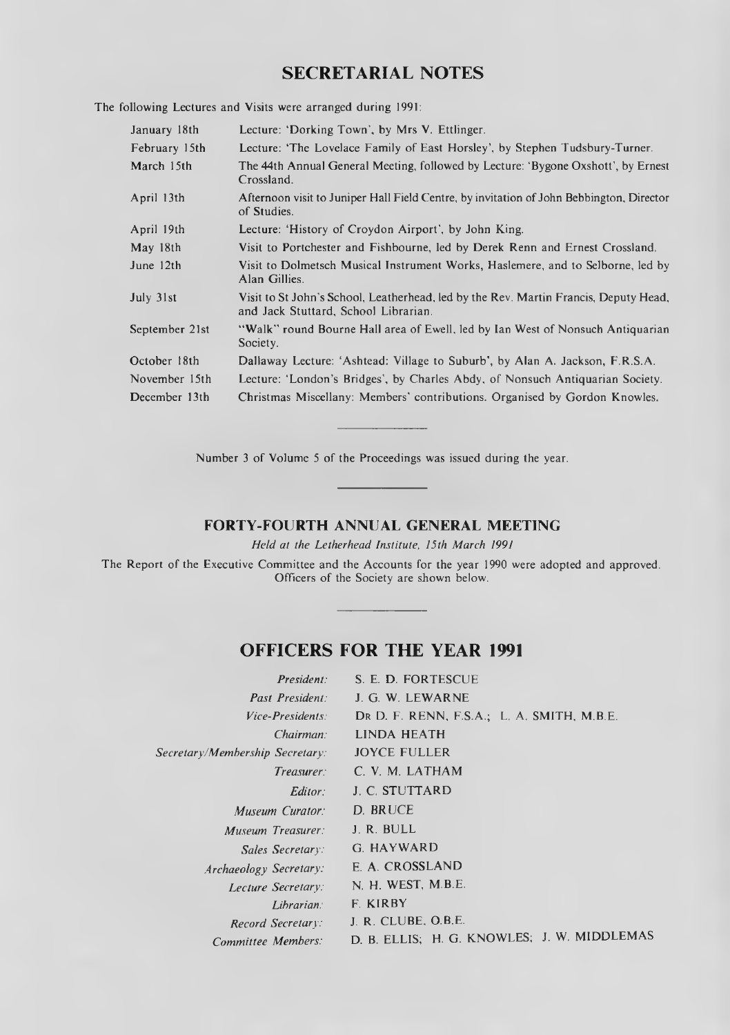## SECRETARIAL NOTES

The following Lectures and Visits were arranged during 1991:

| | |
|---|---|
| January 18th | Lecture: 'Dorking Town', by Mrs V. Ettlinger. |
| February 15th | Lecture: 'The Lovelace Family of East Horsley', by Stephen Tudsbury-Turner. |
| March 15th | The 44th Annual General Meeting, followed by Lecture: 'Bygone Oxshott', by Ernest Crossland. |
| April 13th | Afternoon visit to Juniper Hall Field Centre, by invitation of John Bebbington, Director of Studies. |
| April 19th | Lecture: 'History of Croydon Airport', by John King. |
| May 18th | Visit to Portchester and Fishbourne, led by Derek Renn and Ernest Crossland. |
| June 12th | Visit to Dolmetsch Musical Instrument Works, Haslemere, and to Selborne, led by Alan Gillies. |
| July 31st | Visit to St John's School, Leatherhead, led by the Rev. Martin Francis, Deputy Head, and Jack Stuttard, School Librarian. |
| September 21st | "Walk" round Bourne Hall area of Ewell, led by Ian West of Nonsuch Antiquarian Society. |
| October 18th | Dallaway Lecture: 'Ashtead: Village to Suburb', by Alan A. Jackson, F.R.S.A. |
| November 15th | Lecture: 'London's Bridges', by Charles Abdy, of Nonsuch Antiquarian Society. |
| December 13th | Christmas Miscellany: Members' contributions. Organised by Gordon Knowles. |

---

Number 3 of Volume 5 of the Proceedings was issued during the year.

---

### FORTY-FOURTH ANNUAL GENERAL MEETING

*Held at the Letherhead Institute, 15th March 1991*

The Report of the Executive Committee and the Accounts for the year 1990 were adopted and approved. Officers of the Society are shown below.

---

## OFFICERS FOR THE YEAR 1991

| | |
|---|---|
| *President:* | S. E. D. FORTESCUE |
| *Past President:* | J. G. W. LEWARNE |
| *Vice-Presidents:* | DR D. F. RENN, F.S.A.; L. A. SMITH, M.B.E. |
| *Chairman:* | LINDA HEATH |
| *Secretary/Membership Secretary:* | JOYCE FULLER |
| *Treasurer:* | C. V. M. LATHAM |
| *Editor:* | J. C. STUTTARD |
| *Museum Curator:* | D. BRUCE |
| *Museum Treasurer:* | J. R. BULL |
| *Sales Secretary:* | G. HAYWARD |
| *Archaeology Secretary:* | E. A. CROSSLAND |
| *Lecture Secretary:* | N. H. WEST, M.B.E. |
| *Librarian:* | F. KIRBY |
| *Record Secretary:* | J. R. CLUBE, O.B.E. |
| *Committee Members:* | D. B. ELLIS; H. G. KNOWLES; J. W. MIDDLEMAS |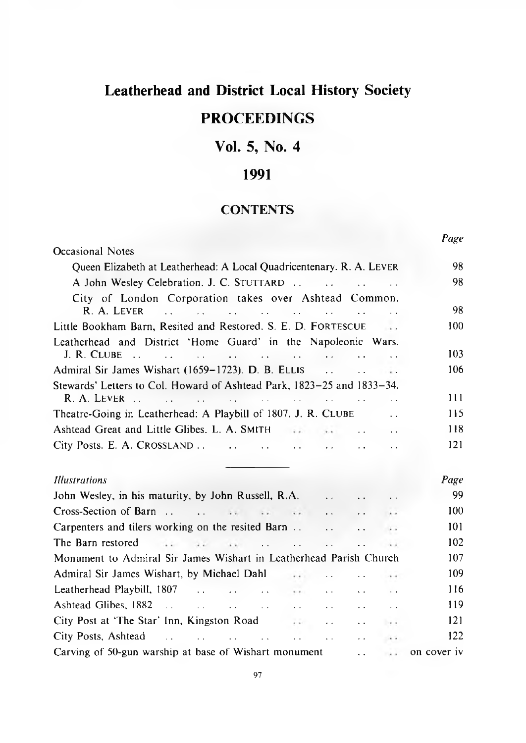# Leatherhead and District Local History Society

## PROCEEDINGS

## Vol. 5, No. 4

## 1991

### CONTENTS

| | Page |
|---|---|
| Occasional Notes | |
| Queen Elizabeth at Leatherhead: A Local Quadricentenary. R. A. LEVER | 98 |
| A John Wesley Celebration. J. C. STUTTARD | 98 |
| City of London Corporation takes over Ashtead Common. R. A. LEVER | 98 |
| Little Bookham Barn, Resited and Restored. S. E. D. FORTESCUE | 100 |
| Leatherhead and District 'Home Guard' in the Napoleonic Wars. J. R. CLUBE | 103 |
| Admiral Sir James Wishart (1659–1723). D. B. ELLIS | 106 |
| Stewards' Letters to Col. Howard of Ashtead Park, 1823–25 and 1833–34. R. A. LEVER | 111 |
| Theatre-Going in Leatherhead: A Playbill of 1807. J. R. CLUBE | 115 |
| Ashtead Great and Little Glibes. L. A. SMITH | 118 |
| City Posts. E. A. CROSSLAND | 121 |

| *Illustrations* | Page |
|---|---|
| John Wesley, in his maturity, by John Russell, R.A. | 99 |
| Cross-Section of Barn | 100 |
| Carpenters and tilers working on the resited Barn | 101 |
| The Barn restored | 102 |
| Monument to Admiral Sir James Wishart in Leatherhead Parish Church | 107 |
| Admiral Sir James Wishart, by Michael Dahl | 109 |
| Leatherhead Playbill, 1807 | 116 |
| Ashtead Glibes, 1882 | 119 |
| City Post at 'The Star' Inn, Kingston Road | 121 |
| City Posts, Ashtead | 122 |
| Carving of 50-gun warship at base of Wishart monument | on cover iv |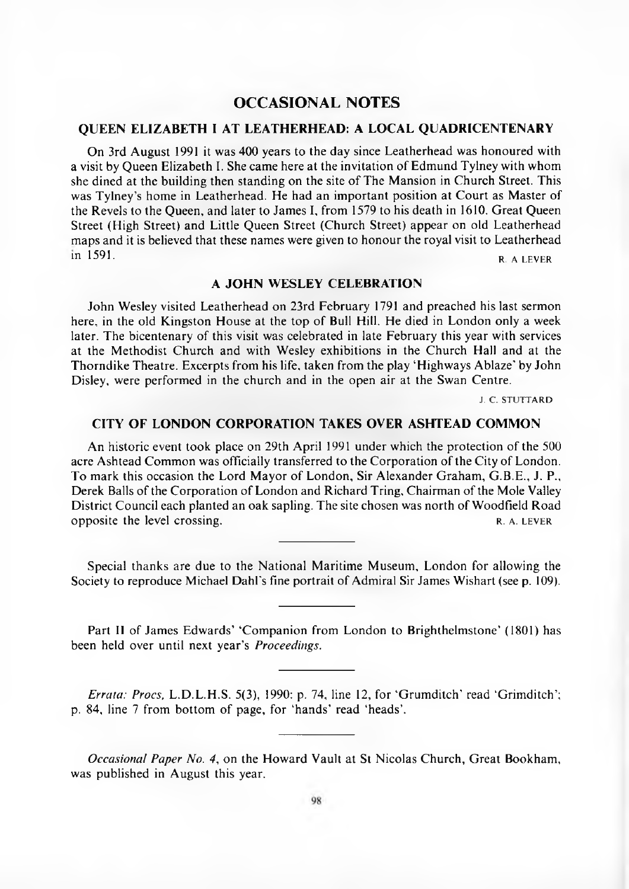# OCCASIONAL NOTES

## QUEEN ELIZABETH I AT LEATHERHEAD: A LOCAL QUADRICENTENARY

On 3rd August 1991 it was 400 years to the day since Leatherhead was honoured with a visit by Queen Elizabeth I. She came here at the invitation of Edmund Tylney with whom she dined at the building then standing on the site of The Mansion in Church Street. This was Tylney's home in Leatherhead. He had an important position at Court as Master of the Revels to the Queen, and later to James I, from 1579 to his death in 1610. Great Queen Street (High Street) and Little Queen Street (Church Street) appear on old Leatherhead maps and it is believed that these names were given to honour the royal visit to Leatherhead in 1591.

R. A LEVER

## A JOHN WESLEY CELEBRATION

John Wesley visited Leatherhead on 23rd February 1791 and preached his last sermon here, in the old Kingston House at the top of Bull Hill. He died in London only a week later. The bicentenary of this visit was celebrated in late February this year with services at the Methodist Church and with Wesley exhibitions in the Church Hall and at the Thorndike Theatre. Excerpts from his life, taken from the play 'Highways Ablaze' by John Disley, were performed in the church and in the open air at the Swan Centre.

J. C. STUTTARD

## CITY OF LONDON CORPORATION TAKES OVER ASHTEAD COMMON

An historic event took place on 29th April 1991 under which the protection of the 500 acre Ashtead Common was officially transferred to the Corporation of the City of London. To mark this occasion the Lord Mayor of London, Sir Alexander Graham, G.B.E., J. P., Derek Balls of the Corporation of London and Richard Tring, Chairman of the Mole Valley District Council each planted an oak sapling. The site chosen was north of Woodfield Road opposite the level crossing.

R. A. LEVER

---

Special thanks are due to the National Maritime Museum, London for allowing the Society to reproduce Michael Dahl's fine portrait of Admiral Sir James Wishart (see p. 109).

---

Part II of James Edwards' 'Companion from London to Brighthelmstone' (1801) has been held over until next year's *Proceedings*.

---

*Errata: Procs*, L.D.L.H.S. 5(3), 1990: p. 74, line 12, for 'Grumditch' read 'Grimditch'; p. 84, line 7 from bottom of page, for 'hands' read 'heads'.

---

*Occasional Paper No. 4*, on the Howard Vault at St Nicolas Church, Great Bookham, was published in August this year.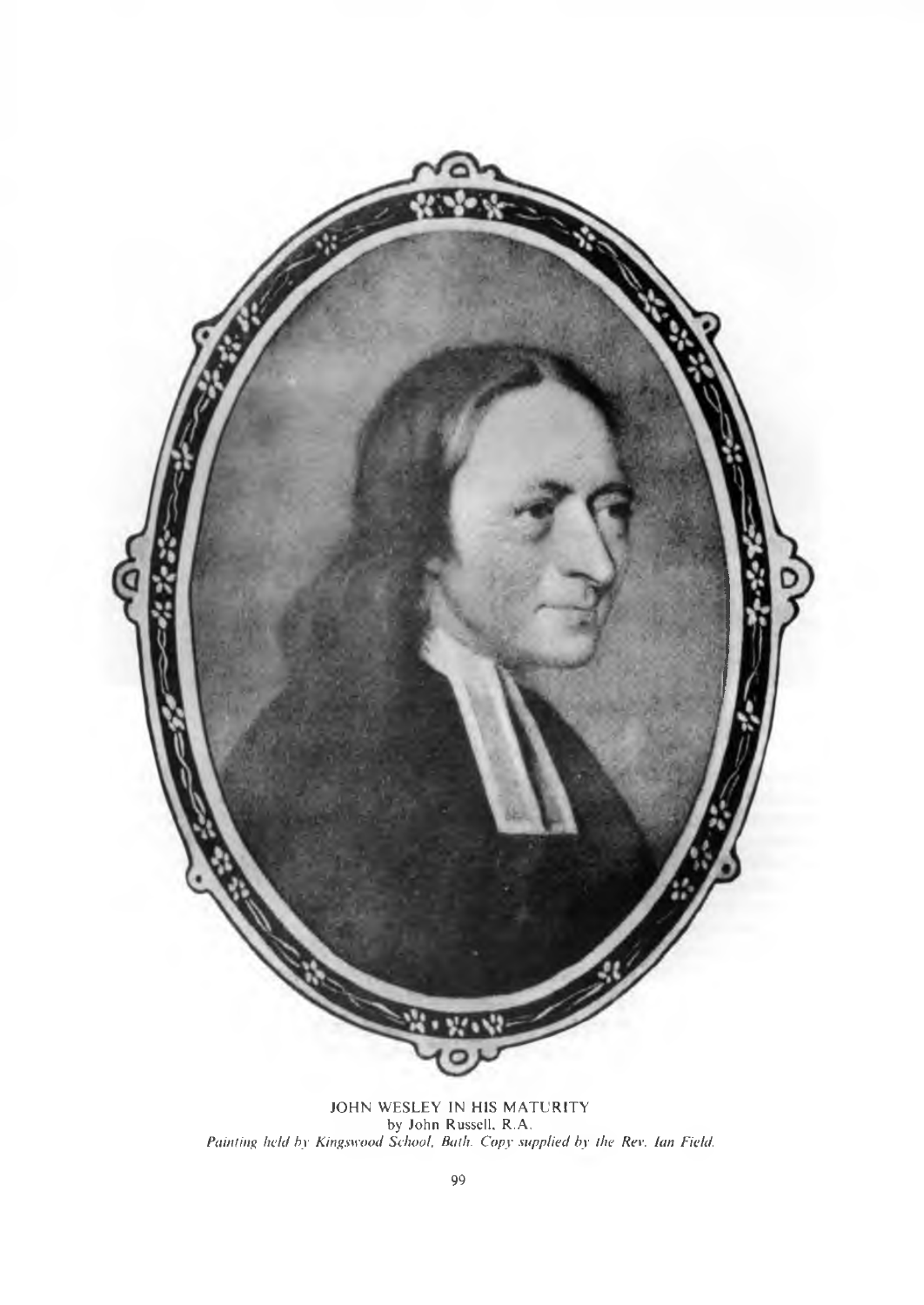JOHN WESLEY IN HIS MATURITY
by John Russell, R.A.
*Painting held by Kingswood School, Bath. Copy supplied by the Rev. Ian Field.*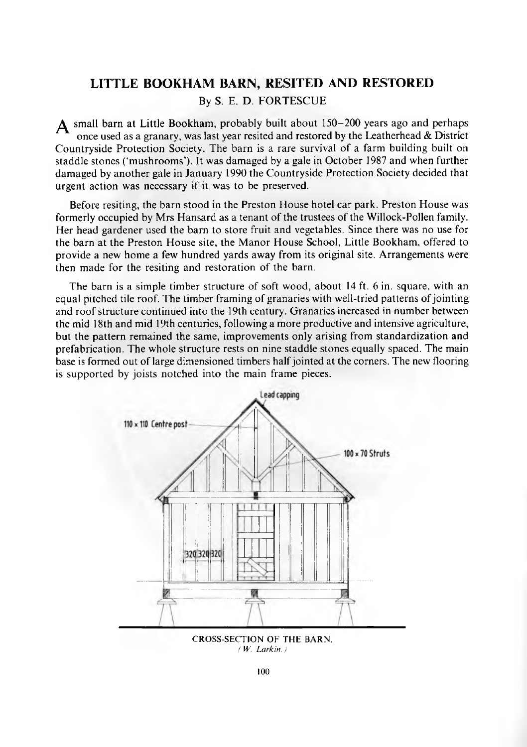# LITTLE BOOKHAM BARN, RESITED AND RESTORED

By S. E. D. FORTESCUE

A small barn at Little Bookham, probably built about 150–200 years ago and perhaps once used as a granary, was last year resited and restored by the Leatherhead & District Countryside Protection Society. The barn is a rare survival of a farm building built on staddle stones ('mushrooms'). It was damaged by a gale in October 1987 and when further damaged by another gale in January 1990 the Countryside Protection Society decided that urgent action was necessary if it was to be preserved.

Before resiting, the barn stood in the Preston House hotel car park. Preston House was formerly occupied by Mrs Hansard as a tenant of the trustees of the Willock-Pollen family. Her head gardener used the barn to store fruit and vegetables. Since there was no use for the barn at the Preston House site, the Manor House School, Little Bookham, offered to provide a new home a few hundred yards away from its original site. Arrangements were then made for the resiting and restoration of the barn.

The barn is a simple timber structure of soft wood, about 14 ft. 6 in. square, with an equal pitched tile roof. The timber framing of granaries with well-tried patterns of jointing and roof structure continued into the 19th century. Granaries increased in number between the mid 18th and mid 19th centuries, following a more productive and intensive agriculture, but the pattern remained the same, improvements only arising from standardization and prefabrication. The whole structure rests on nine staddle stones equally spaced. The main base is formed out of large dimensioned timbers half jointed at the corners. The new flooring is supported by joists notched into the main frame pieces.

Lead capping

110 × 110 Centre post

100 × 70 Struts

320 320 320

CROSS-SECTION OF THE BARN.
*(W. Larkin.)*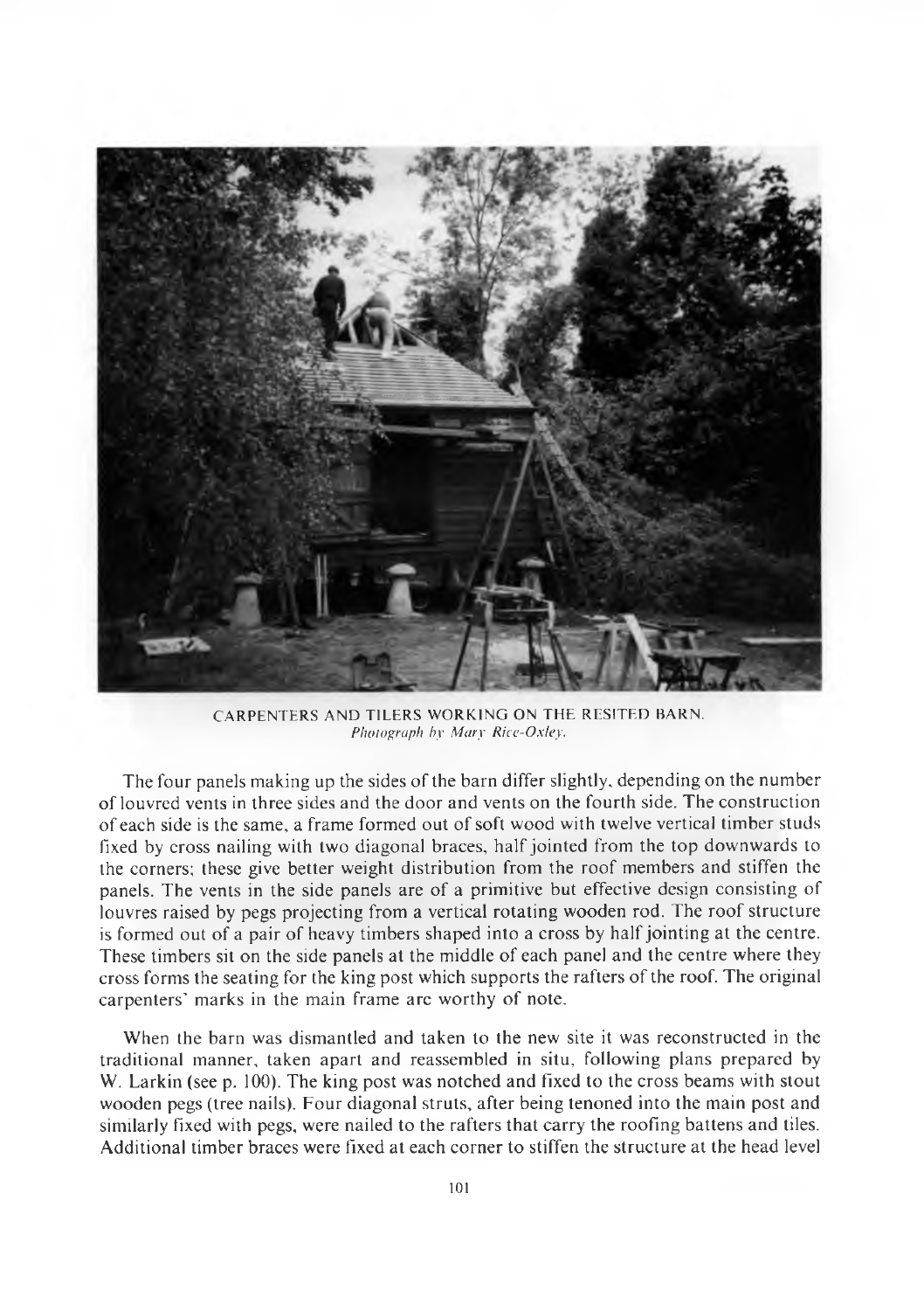CARPENTERS AND TILERS WORKING ON THE RESITED BARN.
*Photograph by Mary Rice-Oxley.*

The four panels making up the sides of the barn differ slightly, depending on the number of louvred vents in three sides and the door and vents on the fourth side. The construction of each side is the same, a frame formed out of soft wood with twelve vertical timber studs fixed by cross nailing with two diagonal braces, half jointed from the top downwards to the corners; these give better weight distribution from the roof members and stiffen the panels. The vents in the side panels are of a primitive but effective design consisting of louvres raised by pegs projecting from a vertical rotating wooden rod. The roof structure is formed out of a pair of heavy timbers shaped into a cross by half jointing at the centre. These timbers sit on the side panels at the middle of each panel and the centre where they cross forms the seating for the king post which supports the rafters of the roof. The original carpenters' marks in the main frame are worthy of note.

When the barn was dismantled and taken to the new site it was reconstructed in the traditional manner, taken apart and reassembled in situ, following plans prepared by W. Larkin (see p. 100). The king post was notched and fixed to the cross beams with stout wooden pegs (tree nails). Four diagonal struts, after being tenoned into the main post and similarly fixed with pegs, were nailed to the rafters that carry the roofing battens and tiles. Additional timber braces were fixed at each corner to stiffen the structure at the head level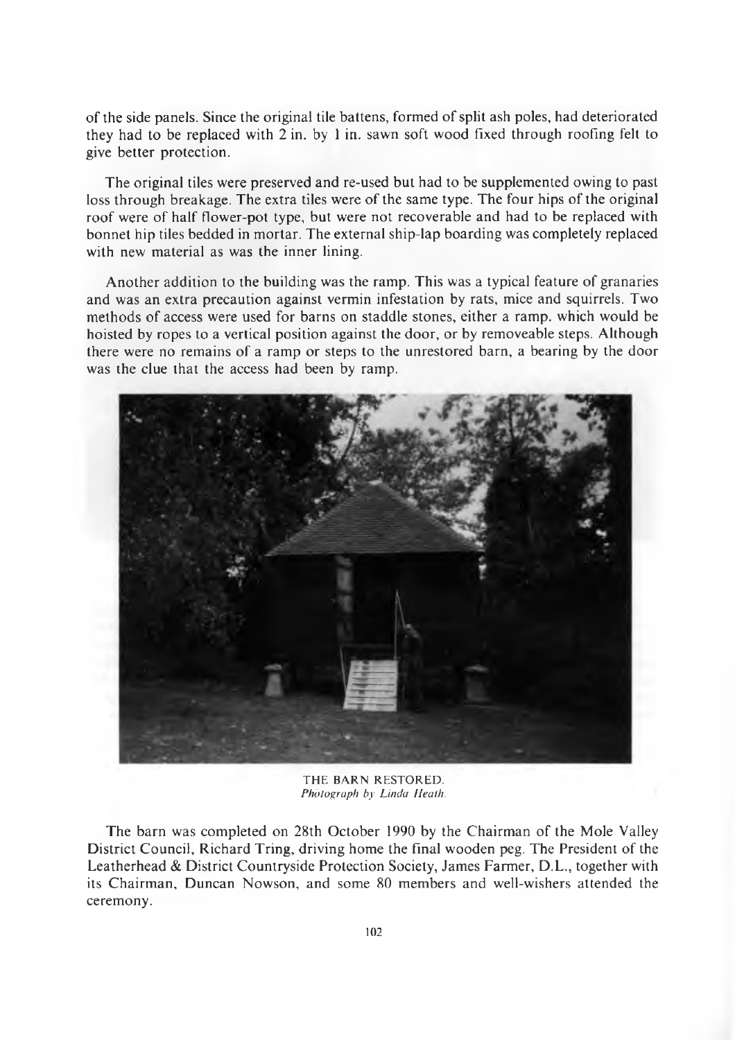of the side panels. Since the original tile battens, formed of split ash poles, had deteriorated they had to be replaced with 2 in. by 1 in. sawn soft wood fixed through roofing felt to give better protection.

The original tiles were preserved and re-used but had to be supplemented owing to past loss through breakage. The extra tiles were of the same type. The four hips of the original roof were of half flower-pot type, but were not recoverable and had to be replaced with bonnet hip tiles bedded in mortar. The external ship-lap boarding was completely replaced with new material as was the inner lining.

Another addition to the building was the ramp. This was a typical feature of granaries and was an extra precaution against vermin infestation by rats, mice and squirrels. Two methods of access were used for barns on staddle stones, either a ramp. which would be hoisted by ropes to a vertical position against the door, or by removeable steps. Although there were no remains of a ramp or steps to the unrestored barn, a bearing by the door was the clue that the access had been by ramp.

THE BARN RESTORED.
*Photograph by Linda Heath.*

The barn was completed on 28th October 1990 by the Chairman of the Mole Valley District Council, Richard Tring, driving home the final wooden peg. The President of the Leatherhead & District Countryside Protection Society, James Farmer, D.L., together with its Chairman, Duncan Nowson, and some 80 members and well-wishers attended the ceremony.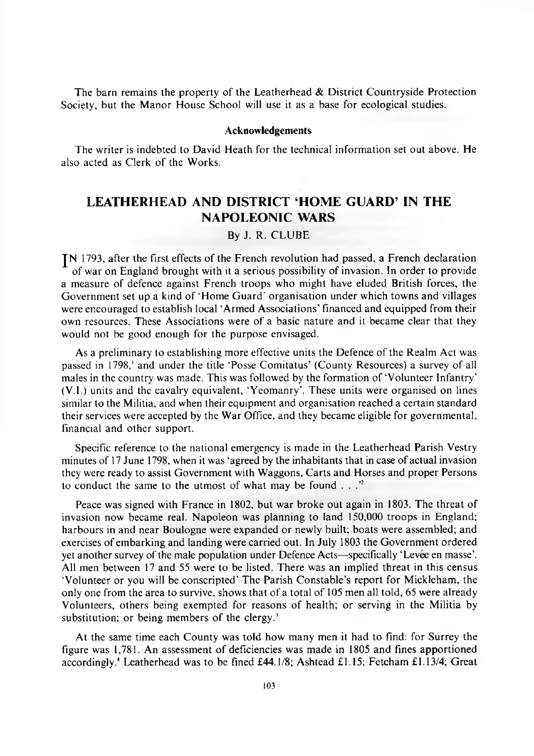The barn remains the property of the Leatherhead & District Countryside Protection Society, but the Manor House School will use it as a base for ecological studies.

### Acknowledgements

The writer is indebted to David Heath for the technical information set out above. He also acted as Clerk of the Works.

## LEATHERHEAD AND DISTRICT 'HOME GUARD' IN THE NAPOLEONIC WARS

By J. R. CLUBE

IN 1793, after the first effects of the French revolution had passed, a French declaration of war on England brought with it a serious possibility of invasion. In order to provide a measure of defence against French troops who might have eluded British forces, the Government set up a kind of 'Home Guard' organisation under which towns and villages were encouraged to establish local 'Armed Associations' financed and equipped from their own resources. These Associations were of a basic nature and it became clear that they would not be good enough for the purpose envisaged.

As a preliminary to establishing more effective units the Defence of the Realm Act was passed in 1798,[1] and under the title 'Posse Comitatus' (County Resources) a survey of all males in the country was made. This was followed by the formation of 'Volunteer Infantry' (V.I.) units and the cavalry equivalent, 'Yeomanry'. These units were organised on lines similar to the Militia, and when their equipment and organisation reached a certain standard their services were accepted by the War Office, and they became eligible for governmental, financial and other support.

Specific reference to the national emergency is made in the Leatherhead Parish Vestry minutes of 17 June 1798, when it was 'agreed by the inhabitants that in case of actual invasion they were ready to assist Government with Waggons, Carts and Horses and proper Persons to conduct the same to the utmost of what may be found . . .'[2]

Peace was signed with France in 1802, but war broke out again in 1803. The threat of invasion now became real. Napoleon was planning to land 150,000 troops in England; harbours in and near Boulogne were expanded or newly built; boats were assembled; and exercises of embarking and landing were carried out. In July 1803 the Government ordered yet another survey of the male population under Defence Acts—specifically 'Levée en masse'. All men between 17 and 55 were to be listed. There was an implied threat in this census 'Volunteer or you will be conscripted' The Parish Constable's report for Mickleham, the only one from the area to survive, shows that of a total of 105 men all told, 65 were already Volunteers, others being exempted for reasons of health; or serving in the Militia by substitution; or being members of the clergy.[3]

At the same time each County was told how many men it had to find: for Surrey the figure was 1,781. An assessment of deficiencies was made in 1805 and fines apportioned accordingly.[4] Leatherhead was to be fined £44.1/8; Ashtead £1.15; Fetcham £1.13/4; Great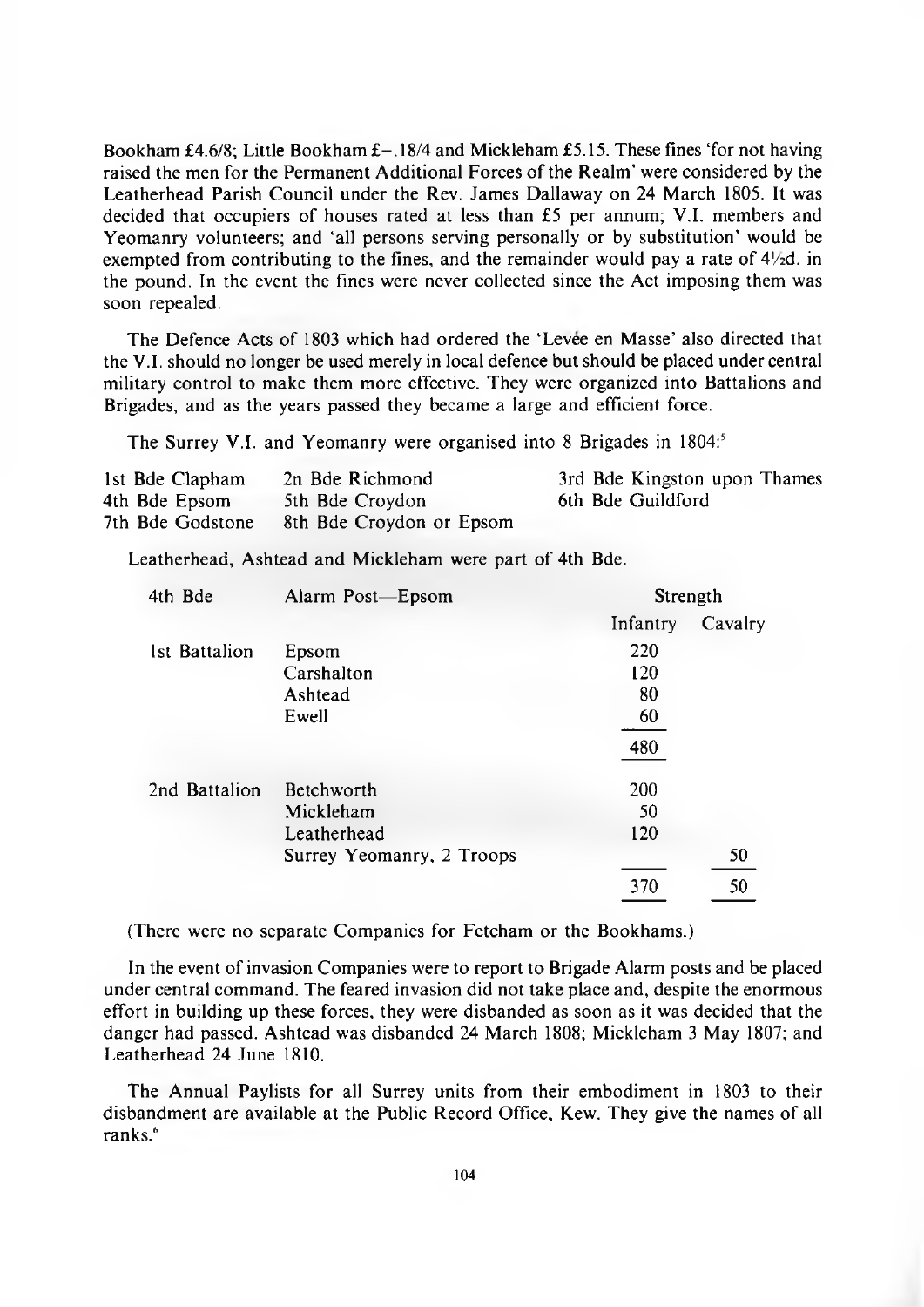Bookham £4.6/8; Little Bookham £–.18/4 and Mickleham £5.15. These fines 'for not having raised the men for the Permanent Additional Forces of the Realm' were considered by the Leatherhead Parish Council under the Rev. James Dallaway on 24 March 1805. It was decided that occupiers of houses rated at less than £5 per annum; V.I. members and Yeomanry volunteers; and 'all persons serving personally or by substitution' would be exempted from contributing to the fines, and the remainder would pay a rate of 4½d. in the pound. In the event the fines were never collected since the Act imposing them was soon repealed.

The Defence Acts of 1803 which had ordered the 'Levée en Masse' also directed that the V.I. should no longer be used merely in local defence but should be placed under central military control to make them more effective. They were organized into Battalions and Brigades, and as the years passed they became a large and efficient force.

The Surrey V.I. and Yeomanry were organised into 8 Brigades in 1804:[5]

| | | |
|---|---|---|
| 1st Bde Clapham | 2n Bde Richmond | 3rd Bde Kingston upon Thames |
| 4th Bde Epsom | 5th Bde Croydon | 6th Bde Guildford |
| 7th Bde Godstone | 8th Bde Croydon or Epsom | |

Leatherhead, Ashtead and Mickleham were part of 4th Bde.

| 4th Bde | Alarm Post—Epsom | Strength | |
|---|---|---|---|
| | | Infantry | Cavalry |
| 1st Battalion | Epsom | 220 | |
| | Carshalton | 120 | |
| | Ashtead | 80 | |
| | Ewell | 60 | |
| | | 480 | |
| 2nd Battalion | Betchworth | 200 | |
| | Mickleham | 50 | |
| | Leatherhead | 120 | |
| | Surrey Yeomanry, 2 Troops | | 50 |
| | | 370 | 50 |

(There were no separate Companies for Fetcham or the Bookhams.)

In the event of invasion Companies were to report to Brigade Alarm posts and be placed under central command. The feared invasion did not take place and, despite the enormous effort in building up these forces, they were disbanded as soon as it was decided that the danger had passed. Ashtead was disbanded 24 March 1808; Mickleham 3 May 1807; and Leatherhead 24 June 1810.

The Annual Paylists for all Surrey units from their embodiment in 1803 to their disbandment are available at the Public Record Office, Kew. They give the names of all ranks.[6]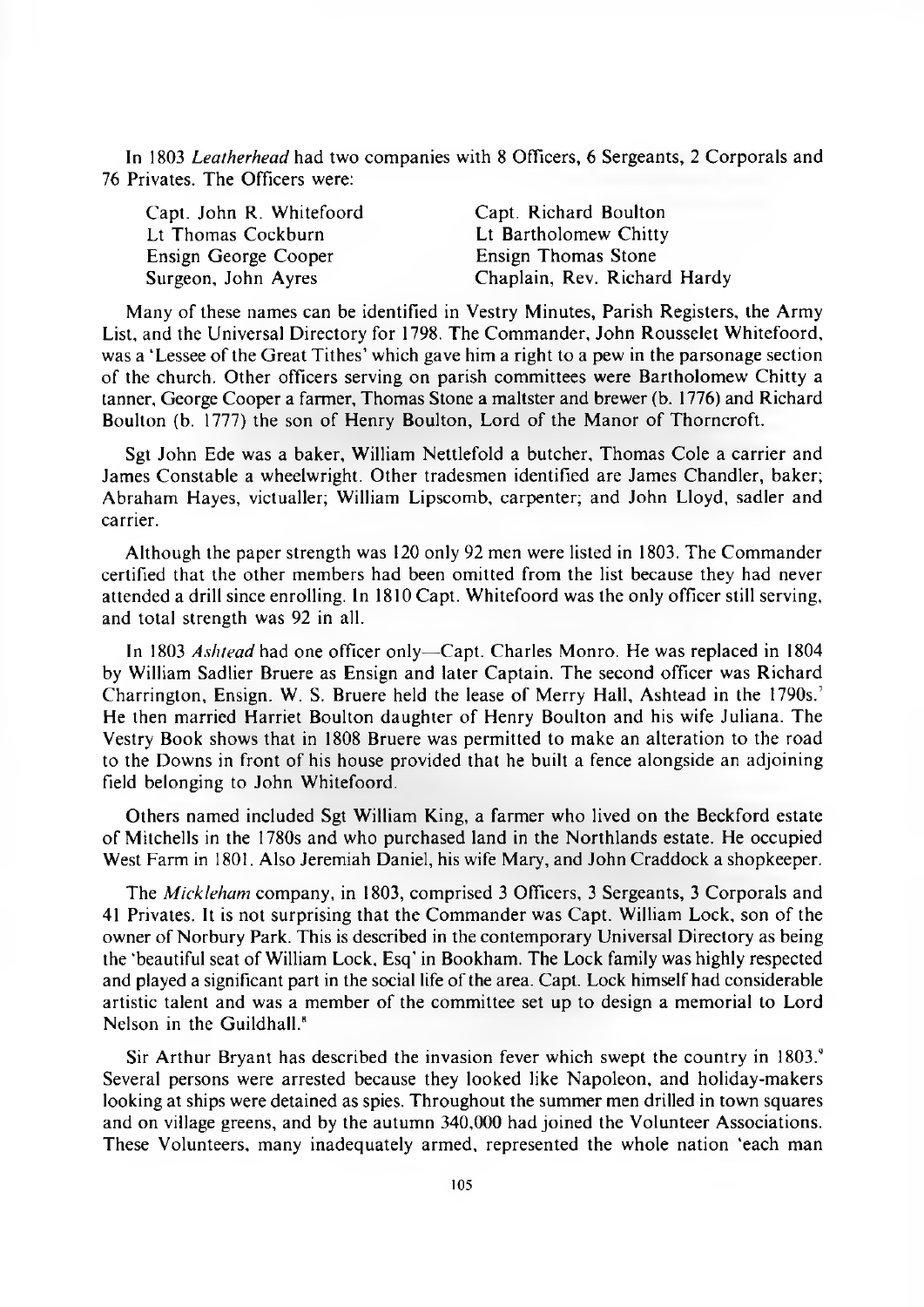In 1803 *Leatherhead* had two companies with 8 Officers, 6 Sergeants, 2 Corporals and 76 Privates. The Officers were:

| | |
|---|---|
| Capt. John R. Whitefoord | Capt. Richard Boulton |
| Lt Thomas Cockburn | Lt Bartholomew Chitty |
| Ensign George Cooper | Ensign Thomas Stone |
| Surgeon, John Ayres | Chaplain, Rev. Richard Hardy |

Many of these names can be identified in Vestry Minutes, Parish Registers, the Army List, and the Universal Directory for 1798. The Commander, John Rousselet Whitefoord, was a 'Lessee of the Great Tithes' which gave him a right to a pew in the parsonage section of the church. Other officers serving on parish committees were Bartholomew Chitty a tanner, George Cooper a farmer, Thomas Stone a maltster and brewer (b. 1776) and Richard Boulton (b. 1777) the son of Henry Boulton, Lord of the Manor of Thorncroft.

Sgt John Ede was a baker, William Nettlefold a butcher, Thomas Cole a carrier and James Constable a wheelwright. Other tradesmen identified are James Chandler, baker; Abraham Hayes, victualler; William Lipscomb, carpenter; and John Lloyd, sadler and carrier.

Although the paper strength was 120 only 92 men were listed in 1803. The Commander certified that the other members had been omitted from the list because they had never attended a drill since enrolling. In 1810 Capt. Whitefoord was the only officer still serving, and total strength was 92 in all.

In 1803 *Ashtead* had one officer only—Capt. Charles Monro. He was replaced in 1804 by William Sadlier Bruere as Ensign and later Captain. The second officer was Richard Charrington, Ensign. W. S. Bruere held the lease of Merry Hall, Ashtead in the 1790s.[7] He then married Harriet Boulton daughter of Henry Boulton and his wife Juliana. The Vestry Book shows that in 1808 Bruere was permitted to make an alteration to the road to the Downs in front of his house provided that he built a fence alongside an adjoining field belonging to John Whitefoord.

Others named included Sgt William King, a farmer who lived on the Beckford estate of Mitchells in the 1780s and who purchased land in the Northlands estate. He occupied West Farm in 1801. Also Jeremiah Daniel, his wife Mary, and John Craddock a shopkeeper.

The *Mickleham* company, in 1803, comprised 3 Officers, 3 Sergeants, 3 Corporals and 41 Privates. It is not surprising that the Commander was Capt. William Lock, son of the owner of Norbury Park. This is described in the contemporary Universal Directory as being the 'beautiful seat of William Lock, Esq' in Bookham. The Lock family was highly respected and played a significant part in the social life of the area. Capt. Lock himself had considerable artistic talent and was a member of the committee set up to design a memorial to Lord Nelson in the Guildhall.[8]

Sir Arthur Bryant has described the invasion fever which swept the country in 1803.[9] Several persons were arrested because they looked like Napoleon, and holiday-makers looking at ships were detained as spies. Throughout the summer men drilled in town squares and on village greens, and by the autumn 340,000 had joined the Volunteer Associations. These Volunteers, many inadequately armed, represented the whole nation 'each man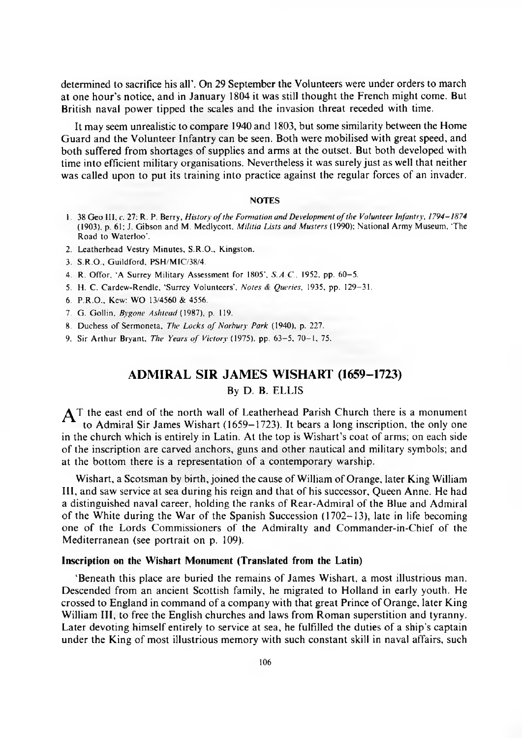determined to sacrifice his all'. On 29 September the Volunteers were under orders to march at one hour's notice, and in January 1804 it was still thought the French might come. But British naval power tipped the scales and the invasion threat receded with time.

It may seem unrealistic to compare 1940 and 1803, but some similarity between the Home Guard and the Volunteer Infantry can be seen. Both were mobilised with great speed, and both suffered from shortages of supplies and arms at the outset. But both developed with time into efficient military organisations. Nevertheless it was surely just as well that neither was called upon to put its training into practice against the regular forces of an invader.

#### NOTES

1. 38 Geo III, c. 27; R. P. Berry, *History of the Formation and Development of the Volunteer Infantry, 1794–1874* (1903), p. 61; J. Gibson and M. Medlycott, *Militia Lists and Musters* (1990); National Army Museum, 'The Road to Waterloo'.
2. Leatherhead Vestry Minutes, S.R.O., Kingston.
3. S.R.O., Guildford, PSH/MIC/38/4.
4. R. Offor, 'A Surrey Military Assessment for 1805', *S.A.C.*, 1952, pp. 60–5.
5. H. C. Cardew-Rendle, 'Surrey Volunteers', *Notes & Queries*, 1935, pp. 129–31.
6. P.R.O., Kew: WO 13/4560 & 4556.
7. G. Gollin, *Bygone Ashtead* (1987), p. 119.
8. Duchess of Sermoneta, *The Locks of Norbury Park* (1940), p. 227.
9. Sir Arthur Bryant, *The Years of Victory* (1975), pp. 63–5, 70–1, 75.

## ADMIRAL SIR JAMES WISHART (1659–1723)

By D. B. ELLIS

AT the east end of the north wall of Leatherhead Parish Church there is a monument to Admiral Sir James Wishart (1659–1723). It bears a long inscription, the only one in the church which is entirely in Latin. At the top is Wishart's coat of arms; on each side of the inscription are carved anchors, guns and other nautical and military symbols; and at the bottom there is a representation of a contemporary warship.

Wishart, a Scotsman by birth, joined the cause of William of Orange, later King William III, and saw service at sea during his reign and that of his successor, Queen Anne. He had a distinguished naval career, holding the ranks of Rear-Admiral of the Blue and Admiral of the White during the War of the Spanish Succession (1702–13), late in life becoming one of the Lords Commissioners of the Admiralty and Commander-in-Chief of the Mediterranean (see portrait on p. 109).

#### Inscription on the Wishart Monument (Translated from the Latin)

'Beneath this place are buried the remains of James Wishart, a most illustrious man. Descended from an ancient Scottish family, he migrated to Holland in early youth. He crossed to England in command of a company with that great Prince of Orange, later King William III, to free the English churches and laws from Roman superstition and tyranny. Later devoting himself entirely to service at sea, he fulfilled the duties of a ship's captain under the King of most illustrious memory with such constant skill in naval affairs, such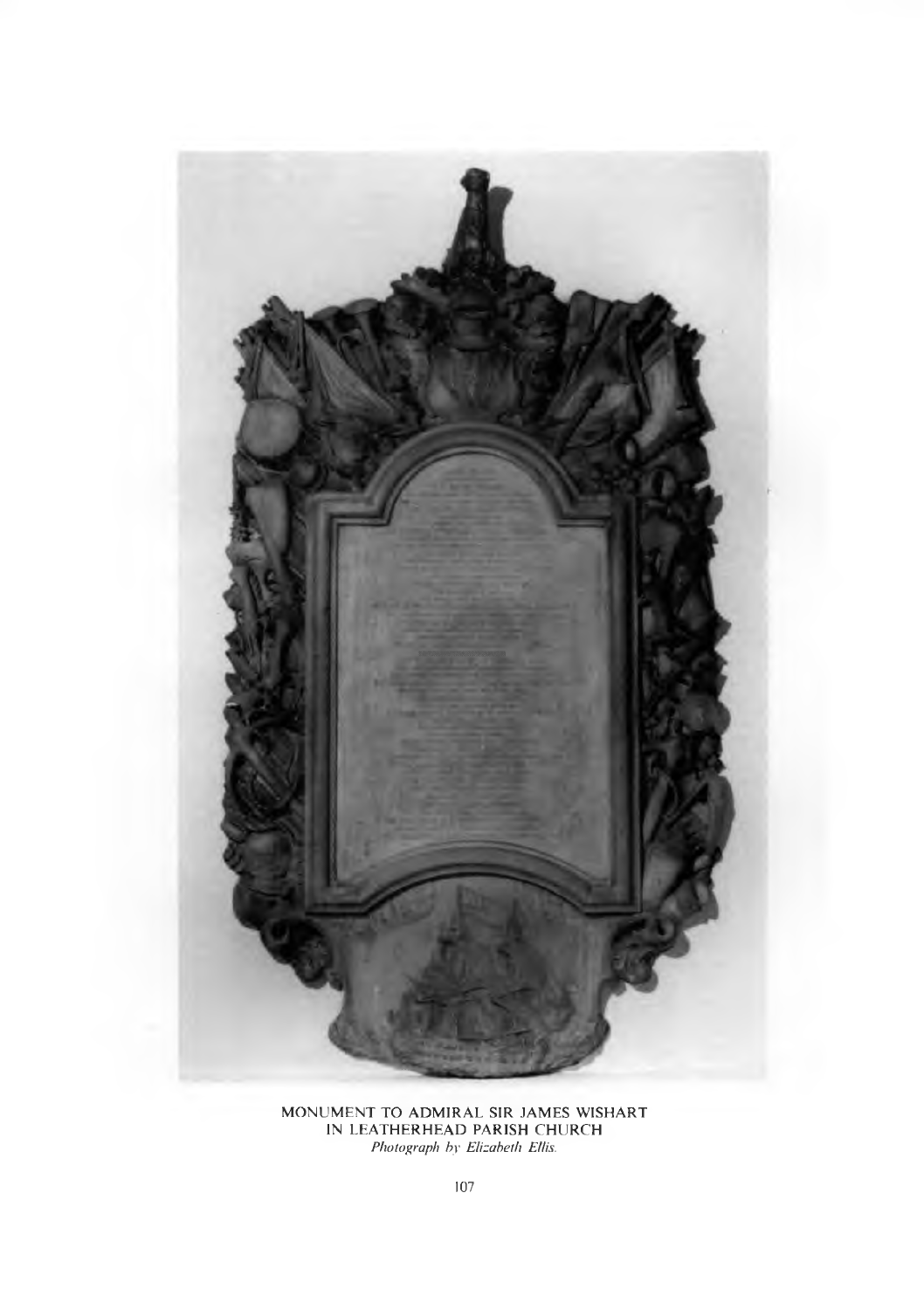MONUMENT TO ADMIRAL SIR JAMES WISHART
IN LEATHERHEAD PARISH CHURCH
*Photograph by Elizabeth Ellis.*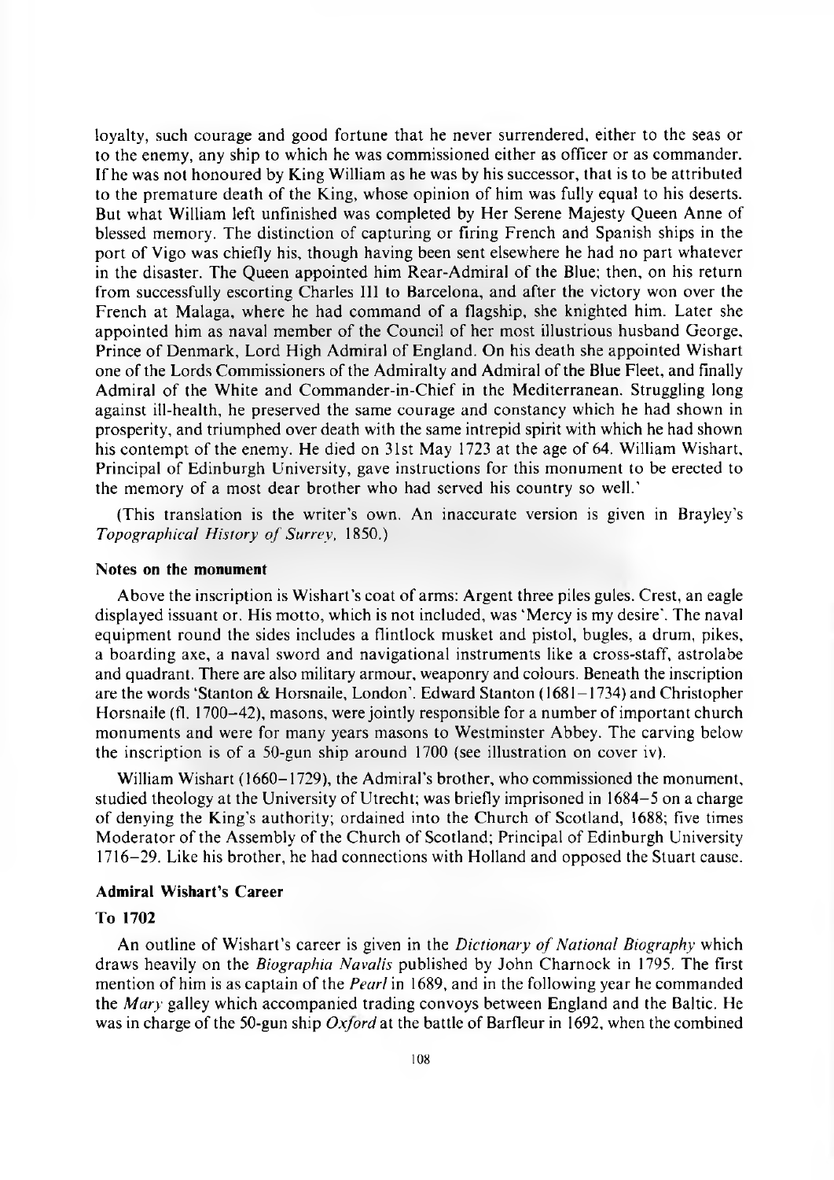loyalty, such courage and good fortune that he never surrendered, either to the seas or to the enemy, any ship to which he was commissioned either as officer or as commander. If he was not honoured by King William as he was by his successor, that is to be attributed to the premature death of the King, whose opinion of him was fully equal to his deserts. But what William left unfinished was completed by Her Serene Majesty Queen Anne of blessed memory. The distinction of capturing or firing French and Spanish ships in the port of Vigo was chiefly his, though having been sent elsewhere he had no part whatever in the disaster. The Queen appointed him Rear-Admiral of the Blue; then, on his return from successfully escorting Charles III to Barcelona, and after the victory won over the French at Malaga, where he had command of a flagship, she knighted him. Later she appointed him as naval member of the Council of her most illustrious husband George, Prince of Denmark, Lord High Admiral of England. On his death she appointed Wishart one of the Lords Commissioners of the Admiralty and Admiral of the Blue Fleet, and finally Admiral of the White and Commander-in-Chief in the Mediterranean. Struggling long against ill-health, he preserved the same courage and constancy which he had shown in prosperity, and triumphed over death with the same intrepid spirit with which he had shown his contempt of the enemy. He died on 31st May 1723 at the age of 64. William Wishart, Principal of Edinburgh University, gave instructions for this monument to be erected to the memory of a most dear brother who had served his country so well.'

(This translation is the writer's own. An inaccurate version is given in Brayley's *Topographical History of Surrey*, 1850.)

### Notes on the monument

Above the inscription is Wishart's coat of arms: Argent three piles gules. Crest, an eagle displayed issuant or. His motto, which is not included, was 'Mercy is my desire'. The naval equipment round the sides includes a flintlock musket and pistol, bugles, a drum, pikes, a boarding axe, a naval sword and navigational instruments like a cross-staff, astrolabe and quadrant. There are also military armour, weaponry and colours. Beneath the inscription are the words 'Stanton & Horsnaile, London'. Edward Stanton (1681–1734) and Christopher Horsnaile (fl. 1700–42), masons, were jointly responsible for a number of important church monuments and were for many years masons to Westminster Abbey. The carving below the inscription is of a 50-gun ship around 1700 (see illustration on cover iv).

William Wishart (1660–1729), the Admiral's brother, who commissioned the monument, studied theology at the University of Utrecht; was briefly imprisoned in 1684–5 on a charge of denying the King's authority; ordained into the Church of Scotland, 1688; five times Moderator of the Assembly of the Church of Scotland; Principal of Edinburgh University 1716–29. Like his brother, he had connections with Holland and opposed the Stuart cause.

### Admiral Wishart's Career

#### To 1702

An outline of Wishart's career is given in the *Dictionary of National Biography* which draws heavily on the *Biographia Navalis* published by John Charnock in 1795. The first mention of him is as captain of the *Pearl* in 1689, and in the following year he commanded the *Mary* galley which accompanied trading convoys between England and the Baltic. He was in charge of the 50-gun ship *Oxford* at the battle of Barfleur in 1692, when the combined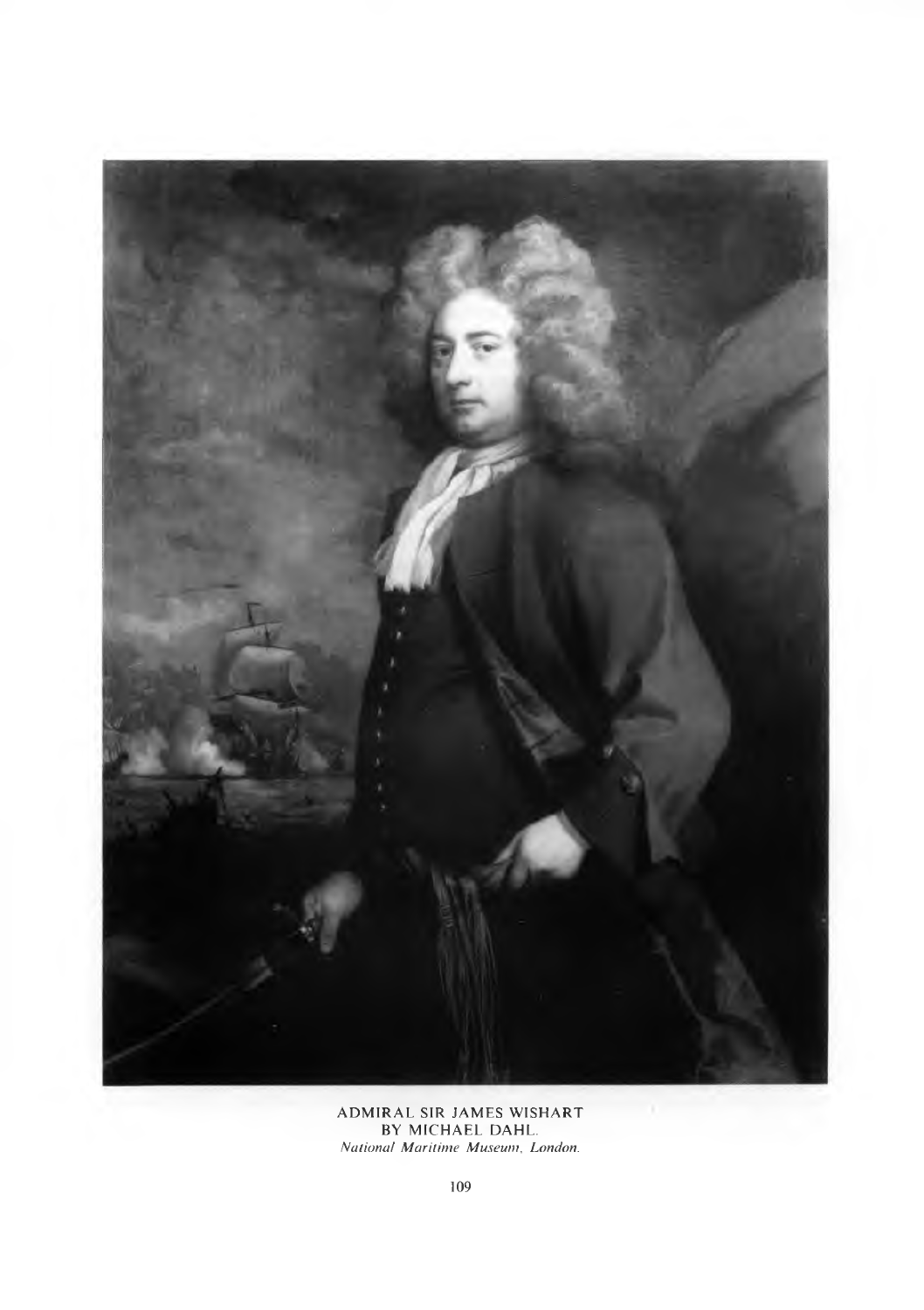ADMIRAL SIR JAMES WISHART
BY MICHAEL DAHL.
*National Maritime Museum, London.*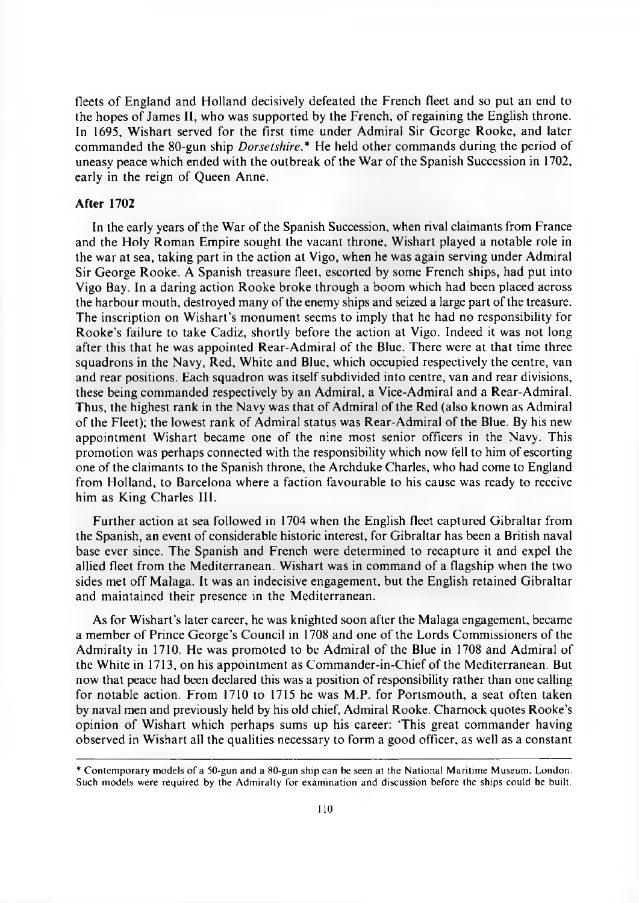fleets of England and Holland decisively defeated the French fleet and so put an end to the hopes of James II, who was supported by the French, of regaining the English throne. In 1695, Wishart served for the first time under Admiral Sir George Rooke, and later commanded the 80-gun ship *Dorsetshire*.* He held other commands during the period of uneasy peace which ended with the outbreak of the War of the Spanish Succession in 1702, early in the reign of Queen Anne.

**After 1702**

In the early years of the War of the Spanish Succession, when rival claimants from France and the Holy Roman Empire sought the vacant throne, Wishart played a notable role in the war at sea, taking part in the action at Vigo, when he was again serving under Admiral Sir George Rooke. A Spanish treasure fleet, escorted by some French ships, had put into Vigo Bay. In a daring action Rooke broke through a boom which had been placed across the harbour mouth, destroyed many of the enemy ships and seized a large part of the treasure. The inscription on Wishart's monument seems to imply that he had no responsibility for Rooke's failure to take Cadiz, shortly before the action at Vigo. Indeed it was not long after this that he was appointed Rear-Admiral of the Blue. There were at that time three squadrons in the Navy, Red, White and Blue, which occupied respectively the centre, van and rear positions. Each squadron was itself subdivided into centre, van and rear divisions, these being commanded respectively by an Admiral, a Vice-Admiral and a Rear-Admiral. Thus, the highest rank in the Navy was that of Admiral of the Red (also known as Admiral of the Fleet); the lowest rank of Admiral status was Rear-Admiral of the Blue. By his new appointment Wishart became one of the nine most senior officers in the Navy. This promotion was perhaps connected with the responsibility which now fell to him of escorting one of the claimants to the Spanish throne, the Archduke Charles, who had come to England from Holland, to Barcelona where a faction favourable to his cause was ready to receive him as King Charles III.

Further action at sea followed in 1704 when the English fleet captured Gibraltar from the Spanish, an event of considerable historic interest, for Gibraltar has been a British naval base ever since. The Spanish and French were determined to recapture it and expel the allied fleet from the Mediterranean. Wishart was in command of a flagship when the two sides met off Malaga. It was an indecisive engagement, but the English retained Gibraltar and maintained their presence in the Mediterranean.

As for Wishart's later career, he was knighted soon after the Malaga engagement, became a member of Prince George's Council in 1708 and one of the Lords Commissioners of the Admiralty in 1710. He was promoted to be Admiral of the Blue in 1708 and Admiral of the White in 1713, on his appointment as Commander-in-Chief of the Mediterranean. But now that peace had been declared this was a position of responsibility rather than one calling for notable action. From 1710 to 1715 he was M.P. for Portsmouth, a seat often taken by naval men and previously held by his old chief, Admiral Rooke. Charnock quotes Rooke's opinion of Wishart which perhaps sums up his career: 'This great commander having observed in Wishart all the qualities necessary to form a good officer, as well as a constant

---

* Contemporary models of a 50-gun and a 80-gun ship can be seen at the National Maritime Museum, London. Such models were required by the Admiralty for examination and discussion before the ships could be built.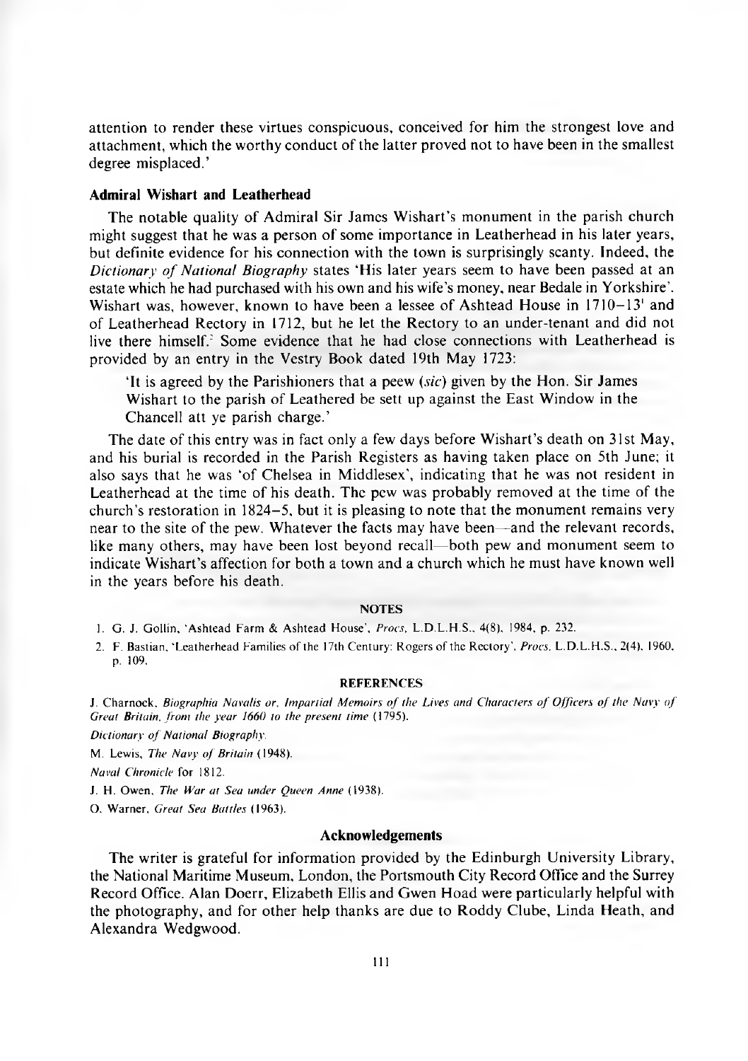attention to render these virtues conspicuous, conceived for him the strongest love and attachment, which the worthy conduct of the latter proved not to have been in the smallest degree misplaced.'

### Admiral Wishart and Leatherhead

The notable quality of Admiral Sir James Wishart's monument in the parish church might suggest that he was a person of some importance in Leatherhead in his later years, but definite evidence for his connection with the town is surprisingly scanty. Indeed, the *Dictionary of National Biography* states 'His later years seem to have been passed at an estate which he had purchased with his own and his wife's money, near Bedale in Yorkshire'. Wishart was, however, known to have been a lessee of Ashtead House in 1710–13[1] and of Leatherhead Rectory in 1712, but he let the Rectory to an under-tenant and did not live there himself.[2] Some evidence that he had close connections with Leatherhead is provided by an entry in the Vestry Book dated 19th May 1723:

> 'It is agreed by the Parishioners that a peew (*sic*) given by the Hon. Sir James Wishart to the parish of Leathered be sett up against the East Window in the Chancell att ye parish charge.'

The date of this entry was in fact only a few days before Wishart's death on 31st May, and his burial is recorded in the Parish Registers as having taken place on 5th June; it also says that he was 'of Chelsea in Middlesex', indicating that he was not resident in Leatherhead at the time of his death. The pew was probably removed at the time of the church's restoration in 1824–5, but it is pleasing to note that the monument remains very near to the site of the pew. Whatever the facts may have been—and the relevant records, like many others, may have been lost beyond recall—both pew and monument seem to indicate Wishart's affection for both a town and a church which he must have known well in the years before his death.

#### NOTES

1. G. J. Gollin, 'Ashtead Farm & Ashtead House', *Procs*, L.D.L.H.S., 4(8), 1984, p. 232.
2. F. Bastian, 'Leatherhead Families of the 17th Century: Rogers of the Rectory', *Procs*. L.D.L.H.S., 2(4), 1960, p. 109.

#### REFERENCES

J. Charnock, *Biographia Navalis or, Impartial Memoirs of the Lives and Characters of Officers of the Navy of Great Britain, from the year 1660 to the present time* (1795).

*Dictionary of National Biography*.

M. Lewis, *The Navy of Britain* (1948).

*Naval Chronicle* for 1812.

J. H. Owen, *The War at Sea under Queen Anne* (1938).

O. Warner, *Great Sea Battles* (1963).

### Acknowledgements

The writer is grateful for information provided by the Edinburgh University Library, the National Maritime Museum, London, the Portsmouth City Record Office and the Surrey Record Office. Alan Doerr, Elizabeth Ellis and Gwen Hoad were particularly helpful with the photography, and for other help thanks are due to Roddy Clube, Linda Heath, and Alexandra Wedgwood.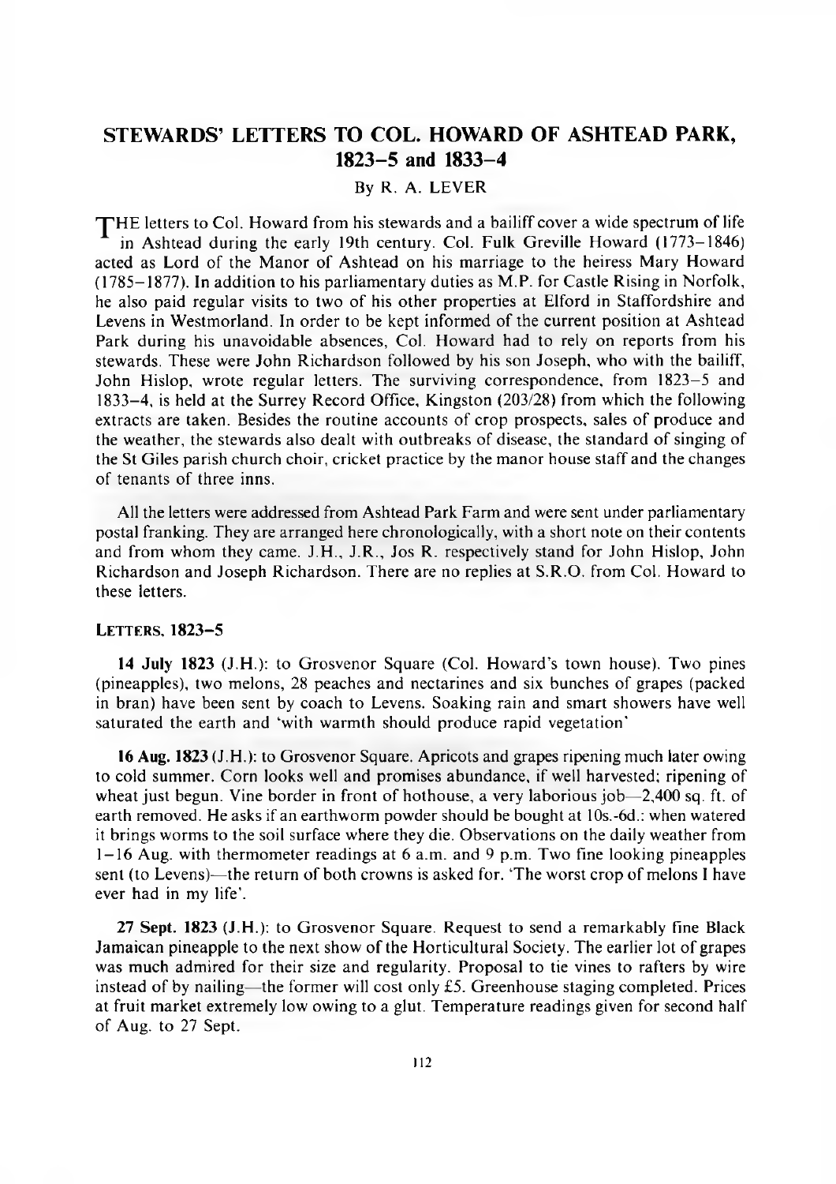# STEWARDS' LETTERS TO COL. HOWARD OF ASHTEAD PARK, 1823–5 and 1833–4

By R. A. LEVER

THE letters to Col. Howard from his stewards and a bailiff cover a wide spectrum of life in Ashtead during the early 19th century. Col. Fulk Greville Howard (1773–1846) acted as Lord of the Manor of Ashtead on his marriage to the heiress Mary Howard (1785–1877). In addition to his parliamentary duties as M.P. for Castle Rising in Norfolk, he also paid regular visits to two of his other properties at Elford in Staffordshire and Levens in Westmorland. In order to be kept informed of the current position at Ashtead Park during his unavoidable absences, Col. Howard had to rely on reports from his stewards. These were John Richardson followed by his son Joseph, who with the bailiff, John Hislop, wrote regular letters. The surviving correspondence, from 1823–5 and 1833–4, is held at the Surrey Record Office, Kingston (203/28) from which the following extracts are taken. Besides the routine accounts of crop prospects, sales of produce and the weather, the stewards also dealt with outbreaks of disease, the standard of singing of the St Giles parish church choir, cricket practice by the manor house staff and the changes of tenants of three inns.

All the letters were addressed from Ashtead Park Farm and were sent under parliamentary postal franking. They are arranged here chronologically, with a short note on their contents and from whom they came. J.H., J.R., Jos R. respectively stand for John Hislop, John Richardson and Joseph Richardson. There are no replies at S.R.O. from Col. Howard to these letters.

## LETTERS, 1823–5

**14 July 1823** (J.H.): to Grosvenor Square (Col. Howard's town house). Two pines (pineapples), two melons, 28 peaches and nectarines and six bunches of grapes (packed in bran) have been sent by coach to Levens. Soaking rain and smart showers have well saturated the earth and 'with warmth should produce rapid vegetation'

**16 Aug. 1823** (J.H.): to Grosvenor Square. Apricots and grapes ripening much later owing to cold summer. Corn looks well and promises abundance, if well harvested; ripening of wheat just begun. Vine border in front of hothouse, a very laborious job—2,400 sq. ft. of earth removed. He asks if an earthworm powder should be bought at 10s.-6d.: when watered it brings worms to the soil surface where they die. Observations on the daily weather from 1–16 Aug. with thermometer readings at 6 a.m. and 9 p.m. Two fine looking pineapples sent (to Levens)—the return of both crowns is asked for. 'The worst crop of melons I have ever had in my life'.

**27 Sept. 1823** (J.H.): to Grosvenor Square. Request to send a remarkably fine Black Jamaican pineapple to the next show of the Horticultural Society. The earlier lot of grapes was much admired for their size and regularity. Proposal to tie vines to rafters by wire instead of by nailing—the former will cost only £5. Greenhouse staging completed. Prices at fruit market extremely low owing to a glut. Temperature readings given for second half of Aug. to 27 Sept.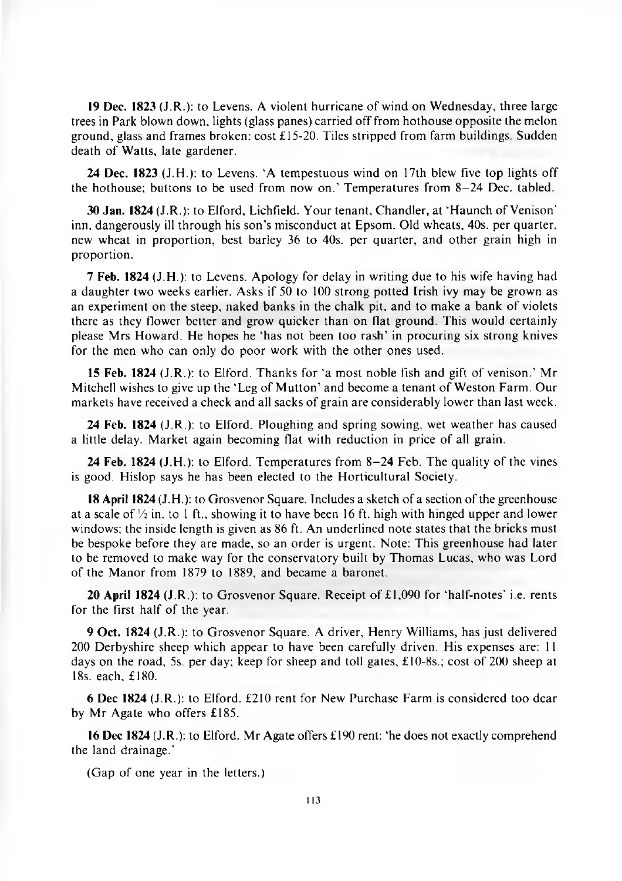**19 Dec. 1823** (J.R.): to Levens. A violent hurricane of wind on Wednesday, three large trees in Park blown down, lights (glass panes) carried off from hothouse opposite the melon ground, glass and frames broken: cost £15-20. Tiles stripped from farm buildings. Sudden death of Watts, late gardener.

**24 Dec. 1823** (J.H.): to Levens. 'A tempestuous wind on 17th blew five top lights off the hothouse; buttons to be used from now on.' Temperatures from 8–24 Dec. tabled.

**30 Jan. 1824** (J.R.): to Elford, Lichfield. Your tenant, Chandler, at 'Haunch of Venison' inn, dangerously ill through his son's misconduct at Epsom. Old wheats, 40s. per quarter, new wheat in proportion, best barley 36 to 40s. per quarter, and other grain high in proportion.

**7 Feb. 1824** (J.H.): to Levens. Apology for delay in writing due to his wife having had a daughter two weeks earlier. Asks if 50 to 100 strong potted Irish ivy may be grown as an experiment on the steep, naked banks in the chalk pit, and to make a bank of violets there as they flower better and grow quicker than on flat ground. This would certainly please Mrs Howard. He hopes he 'has not been too rash' in procuring six strong knives for the men who can only do poor work with the other ones used.

**15 Feb. 1824** (J.R.): to Elford. Thanks for 'a most noble fish and gift of venison.' Mr Mitchell wishes to give up the 'Leg of Mutton' and become a tenant of Weston Farm. Our markets have received a check and all sacks of grain are considerably lower than last week.

**24 Feb. 1824** (J.R.): to Elford. Ploughing and spring sowing, wet weather has caused a little delay. Market again becoming flat with reduction in price of all grain.

**24 Feb. 1824** (J.H.): to Elford. Temperatures from 8–24 Feb. The quality of the vines is good. Hislop says he has been elected to the Horticultural Society.

**18 April 1824** (J.H.): to Grosvenor Square. Includes a sketch of a section of the greenhouse at a scale of ½ in. to 1 ft., showing it to have been 16 ft. high with hinged upper and lower windows; the inside length is given as 86 ft. An underlined note states that the bricks must be bespoke before they are made, so an order is urgent. Note: This greenhouse had later to be removed to make way for the conservatory built by Thomas Lucas, who was Lord of the Manor from 1879 to 1889, and became a baronet.

**20 April 1824** (J.R.): to Grosvenor Square. Receipt of £1,090 for 'half-notes' i.e. rents for the first half of the year.

**9 Oct. 1824** (J.R.): to Grosvenor Square. A driver, Henry Williams, has just delivered 200 Derbyshire sheep which appear to have been carefully driven. His expenses are: 11 days on the road, 5s. per day; keep for sheep and toll gates, £10-8s.; cost of 200 sheep at 18s. each, £180.

**6 Dec 1824** (J.R.): to Elford. £210 rent for New Purchase Farm is considered too dear by Mr Agate who offers £185.

**16 Dec 1824** (J.R.): to Elford. Mr Agate offers £190 rent: 'he does not exactly comprehend the land drainage.'

(Gap of one year in the letters.)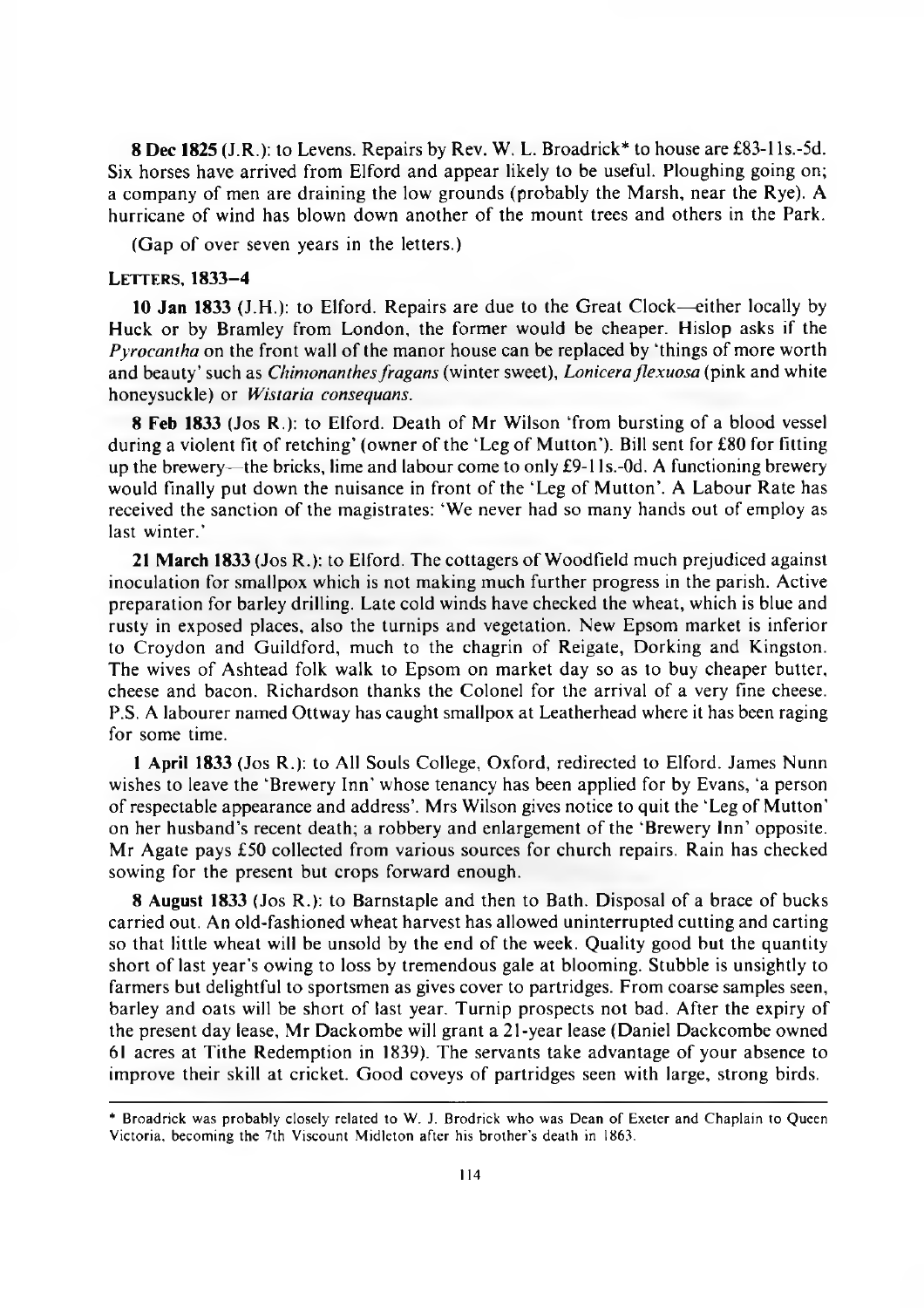**8 Dec 1825** (J.R.): to Levens. Repairs by Rev. W. L. Broadrick* to house are £83-11s.-5d. Six horses have arrived from Elford and appear likely to be useful. Ploughing going on; a company of men are draining the low grounds (probably the Marsh, near the Rye). A hurricane of wind has blown down another of the mount trees and others in the Park.

(Gap of over seven years in the letters.)

### LETTERS, 1833–4

**10 Jan 1833** (J.H.): to Elford. Repairs are due to the Great Clock—either locally by Huck or by Bramley from London, the former would be cheaper. Hislop asks if the *Pyrocantha* on the front wall of the manor house can be replaced by 'things of more worth and beauty' such as *Chimonanthes fragans* (winter sweet), *Lonicera flexuosa* (pink and white honeysuckle) or *Wistaria consequans*.

**8 Feb 1833** (Jos R.): to Elford. Death of Mr Wilson 'from bursting of a blood vessel during a violent fit of retching' (owner of the 'Leg of Mutton'). Bill sent for £80 for fitting up the brewery—the bricks, lime and labour come to only £9-11s.-0d. A functioning brewery would finally put down the nuisance in front of the 'Leg of Mutton'. A Labour Rate has received the sanction of the magistrates: 'We never had so many hands out of employ as last winter.'

**21 March 1833** (Jos R.): to Elford. The cottagers of Woodfield much prejudiced against inoculation for smallpox which is not making much further progress in the parish. Active preparation for barley drilling. Late cold winds have checked the wheat, which is blue and rusty in exposed places, also the turnips and vegetation. New Epsom market is inferior to Croydon and Guildford, much to the chagrin of Reigate, Dorking and Kingston. The wives of Ashtead folk walk to Epsom on market day so as to buy cheaper butter, cheese and bacon. Richardson thanks the Colonel for the arrival of a very fine cheese. P.S. A labourer named Ottway has caught smallpox at Leatherhead where it has been raging for some time.

**1 April 1833** (Jos R.): to All Souls College, Oxford, redirected to Elford. James Nunn wishes to leave the 'Brewery Inn' whose tenancy has been applied for by Evans, 'a person of respectable appearance and address'. Mrs Wilson gives notice to quit the 'Leg of Mutton' on her husband's recent death; a robbery and enlargement of the 'Brewery Inn' opposite. Mr Agate pays £50 collected from various sources for church repairs. Rain has checked sowing for the present but crops forward enough.

**8 August 1833** (Jos R.): to Barnstaple and then to Bath. Disposal of a brace of bucks carried out. An old-fashioned wheat harvest has allowed uninterrupted cutting and carting so that little wheat will be unsold by the end of the week. Quality good but the quantity short of last year's owing to loss by tremendous gale at blooming. Stubble is unsightly to farmers but delightful to sportsmen as gives cover to partridges. From coarse samples seen, barley and oats will be short of last year. Turnip prospects not bad. After the expiry of the present day lease, Mr Dackombe will grant a 21-year lease (Daniel Dackcombe owned 61 acres at Tithe Redemption in 1839). The servants take advantage of your absence to improve their skill at cricket. Good coveys of partridges seen with large, strong birds.

---

* Broadrick was probably closely related to W. J. Brodrick who was Dean of Exeter and Chaplain to Queen Victoria, becoming the 7th Viscount Midleton after his brother's death in 1863.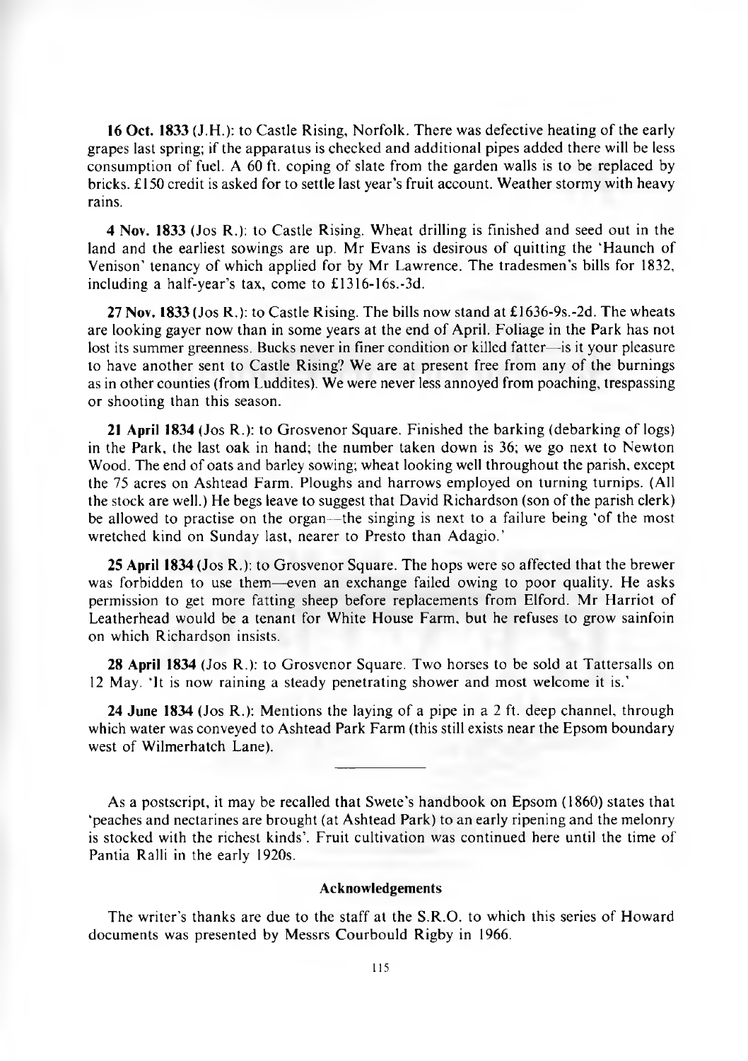**16 Oct. 1833** (J.H.): to Castle Rising, Norfolk. There was defective heating of the early grapes last spring; if the apparatus is checked and additional pipes added there will be less consumption of fuel. A 60 ft. coping of slate from the garden walls is to be replaced by bricks. £150 credit is asked for to settle last year's fruit account. Weather stormy with heavy rains.

**4 Nov. 1833** (Jos R.): to Castle Rising. Wheat drilling is finished and seed out in the land and the earliest sowings are up. Mr Evans is desirous of quitting the 'Haunch of Venison' tenancy of which applied for by Mr Lawrence. The tradesmen's bills for 1832, including a half-year's tax, come to £1316-16s.-3d.

**27 Nov. 1833** (Jos R.): to Castle Rising. The bills now stand at £1636-9s.-2d. The wheats are looking gayer now than in some years at the end of April. Foliage in the Park has not lost its summer greenness. Bucks never in finer condition or killed fatter—is it your pleasure to have another sent to Castle Rising? We are at present free from any of the burnings as in other counties (from Luddites). We were never less annoyed from poaching, trespassing or shooting than this season.

**21 April 1834** (Jos R.): to Grosvenor Square. Finished the barking (debarking of logs) in the Park, the last oak in hand; the number taken down is 36; we go next to Newton Wood. The end of oats and barley sowing; wheat looking well throughout the parish, except the 75 acres on Ashtead Farm. Ploughs and harrows employed on turning turnips. (All the stock are well.) He begs leave to suggest that David Richardson (son of the parish clerk) be allowed to practise on the organ—the singing is next to a failure being 'of the most wretched kind on Sunday last, nearer to Presto than Adagio.'

**25 April 1834** (Jos R.): to Grosvenor Square. The hops were so affected that the brewer was forbidden to use them—even an exchange failed owing to poor quality. He asks permission to get more fatting sheep before replacements from Elford. Mr Harriot of Leatherhead would be a tenant for White House Farm, but he refuses to grow sainfoin on which Richardson insists.

**28 April 1834** (Jos R.): to Grosvenor Square. Two horses to be sold at Tattersalls on 12 May. 'It is now raining a steady penetrating shower and most welcome it is.'

**24 June 1834** (Jos R.): Mentions the laying of a pipe in a 2 ft. deep channel, through which water was conveyed to Ashtead Park Farm (this still exists near the Epsom boundary west of Wilmerhatch Lane).

---

As a postscript, it may be recalled that Swete's handbook on Epsom (1860) states that 'peaches and nectarines are brought (at Ashtead Park) to an early ripening and the melonry is stocked with the richest kinds'. Fruit cultivation was continued here until the time of Pantia Ralli in the early 1920s.

#### Acknowledgements

The writer's thanks are due to the staff at the S.R.O. to which this series of Howard documents was presented by Messrs Courbould Rigby in 1966.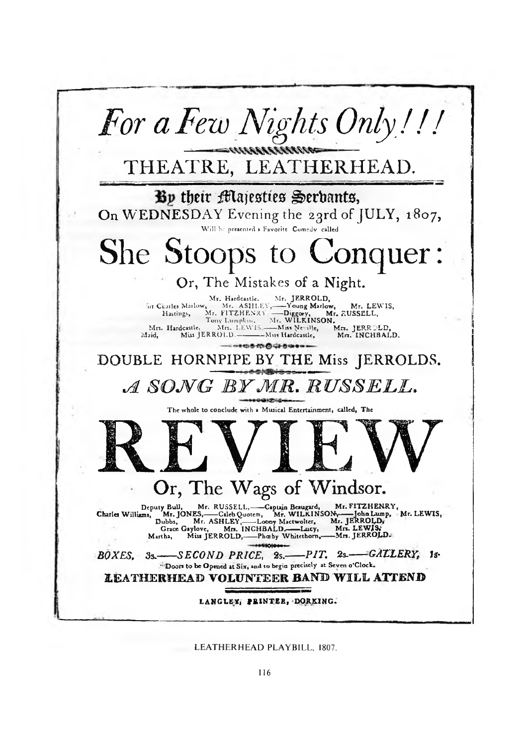# *For a Few Nights Only!!!*

## THEATRE, LEATHERHEAD.

**By their Majesties Servants,**

On WEDNESDAY Evening the 23rd of JULY, 1807,

Will be presented a Favorite Comedy called

# She Stoops to Conquer:

## Or, The Mistakes of a Night.

Mr. Hardcastle, Mr. JERROLD,
Sir Charles Marlow, Mr. ASHLEY,——Young Marlow, Mr. LEWIS,
Hastings, Mr. FITZHENRY——Diggory, Mr. RUSSELL,
Tony Lumpkin, Mr. WILKINSON.
Mrs. Hardcastle, Mrs. LEWIS,——Miss Neville, Mrs. JERROLD,
Maid, Miss JERROLD.——Miss Hardcastle, Mrs. INCHBALD.

## DOUBLE HORNPIPE BY THE Miss JERROLDS.

## *A SONG BY MR. RUSSELL.*

The whole to conclude with a Musical Entertainment, called, The

# REVIEW

## Or, The Wags of Windsor.

Deputy Bull, Mr. RUSSELL,——Captain Beaugard, Mr. FITZHENRY,
Charles Williams, Mr. JONES,——Caleb Quotem, Mr. WILKINSON,——John Lump, Mr. LEWIS,
Dubbs, Mr. ASHLEY,——Looney Mactwolter, Mr. JERROLD,
Grace Gaylove, Mrs. INCHBALD.——Lucy, Mrs. LEWIS,
Martha, Miss JERROLD,——Phœby Whitethorn,——Mrs. JERROLD.

*BOXES,* 3s.——*SECOND PRICE,* 2s.——*PIT,* 2s.——*GALLERY,* 1s.

Doors to be Opened at Six, and to begin precisely at Seven o'Clock.

**LEATHERHEAD VOLUNTEER BAND WILL ATTEND**

LANGLEY, PRINTER, DORKING.

LEATHERHEAD PLAYBILL, 1807.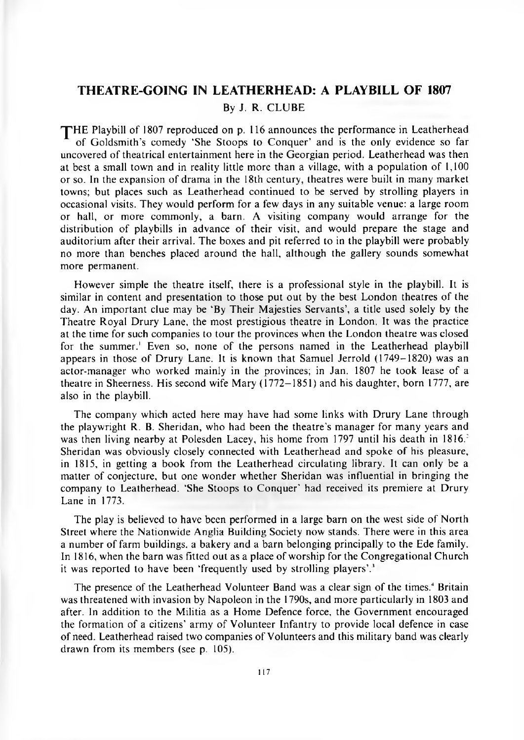# THEATRE-GOING IN LEATHERHEAD: A PLAYBILL OF 1807

By J. R. CLUBE

THE Playbill of 1807 reproduced on p. 116 announces the performance in Leatherhead of Goldsmith's comedy 'She Stoops to Conquer' and is the only evidence so far uncovered of theatrical entertainment here in the Georgian period. Leatherhead was then at best a small town and in reality little more than a village, with a population of 1,100 or so. In the expansion of drama in the 18th century, theatres were built in many market towns; but places such as Leatherhead continued to be served by strolling players in occasional visits. They would perform for a few days in any suitable venue: a large room or hall, or more commonly, a barn. A visiting company would arrange for the distribution of playbills in advance of their visit, and would prepare the stage and auditorium after their arrival. The boxes and pit referred to in the playbill were probably no more than benches placed around the hall, although the gallery sounds somewhat more permanent.

However simple the theatre itself, there is a professional style in the playbill. It is similar in content and presentation to those put out by the best London theatres of the day. An important clue may be 'By Their Majesties Servants', a title used solely by the Theatre Royal Drury Lane, the most prestigious theatre in London. It was the practice at the time for such companies to tour the provinces when the London theatre was closed for the summer.[1] Even so, none of the persons named in the Leatherhead playbill appears in those of Drury Lane. It is known that Samuel Jerrold (1749–1820) was an actor-manager who worked mainly in the provinces; in Jan. 1807 he took lease of a theatre in Sheerness. His second wife Mary (1772–1851) and his daughter, born 1777, are also in the playbill.

The company which acted here may have had some links with Drury Lane through the playwright R. B. Sheridan, who had been the theatre's manager for many years and was then living nearby at Polesden Lacey, his home from 1797 until his death in 1816.[2] Sheridan was obviously closely connected with Leatherhead and spoke of his pleasure, in 1815, in getting a book from the Leatherhead circulating library. It can only be a matter of conjecture, but one wonder whether Sheridan was influential in bringing the company to Leatherhead. 'She Stoops to Conquer' had received its premiere at Drury Lane in 1773.

The play is believed to have been performed in a large barn on the west side of North Street where the Nationwide Anglia Building Society now stands. There were in this area a number of farm buildings, a bakery and a barn belonging principally to the Ede family. In 1816, when the barn was fitted out as a place of worship for the Congregational Church it was reported to have been 'frequently used by strolling players'.[3]

The presence of the Leatherhead Volunteer Band was a clear sign of the times.[4] Britain was threatened with invasion by Napoleon in the 1790s, and more particularly in 1803 and after. In addition to the Militia as a Home Defence force, the Government encouraged the formation of a citizens' army of Volunteer Infantry to provide local defence in case of need. Leatherhead raised two companies of Volunteers and this military band was clearly drawn from its members (see p. 105).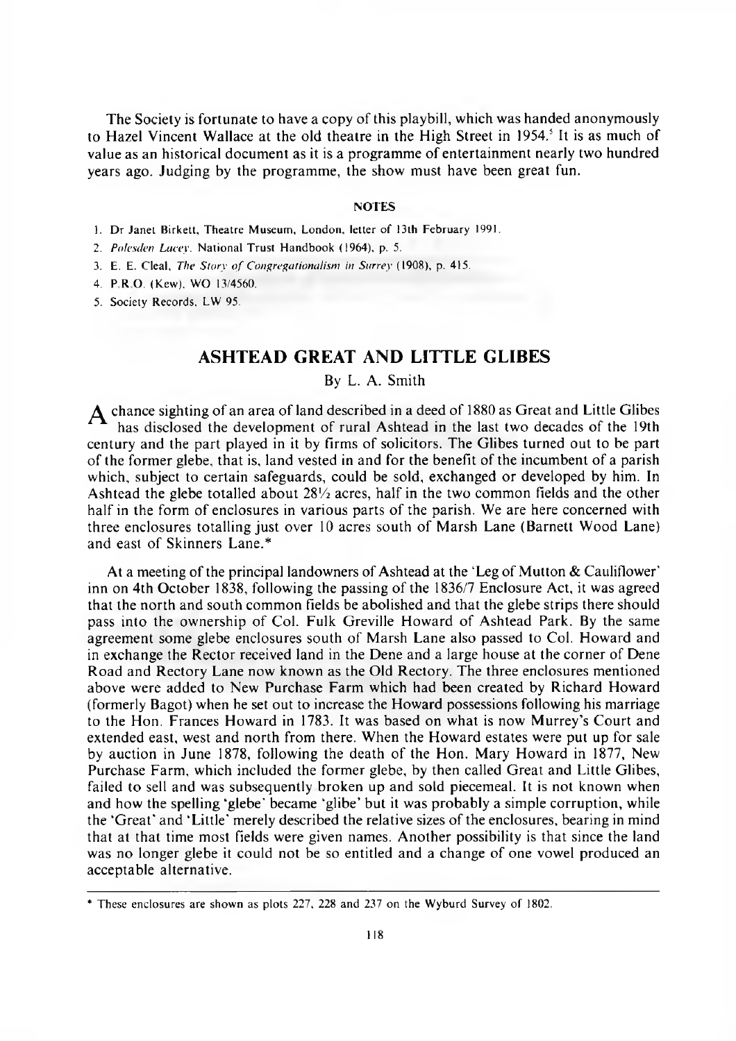The Society is fortunate to have a copy of this playbill, which was handed anonymously to Hazel Vincent Wallace at the old theatre in the High Street in 1954.[5] It is as much of value as an historical document as it is a programme of entertainment nearly two hundred years ago. Judging by the programme, the show must have been great fun.

### NOTES

1. Dr Janet Birkett, Theatre Museum, London, letter of 13th February 1991.
2. *Polesden Lacey*. National Trust Handbook (1964), p. 5.
3. E. E. Cleal, *The Story of Congregationalism in Surrey* (1908), p. 415.
4. P.R.O. (Kew), WO 13/4560.
5. Society Records, LW 95.

## ASHTEAD GREAT AND LITTLE GLIBES

By L. A. Smith

A chance sighting of an area of land described in a deed of 1880 as Great and Little Glibes has disclosed the development of rural Ashtead in the last two decades of the 19th century and the part played in it by firms of solicitors. The Glibes turned out to be part of the former glebe, that is, land vested in and for the benefit of the incumbent of a parish which, subject to certain safeguards, could be sold, exchanged or developed by him. In Ashtead the glebe totalled about 28½ acres, half in the two common fields and the other half in the form of enclosures in various parts of the parish. We are here concerned with three enclosures totalling just over 10 acres south of Marsh Lane (Barnett Wood Lane) and east of Skinners Lane.*

At a meeting of the principal landowners of Ashtead at the 'Leg of Mutton & Cauliflower' inn on 4th October 1838, following the passing of the 1836/7 Enclosure Act, it was agreed that the north and south common fields be abolished and that the glebe strips there should pass into the ownership of Col. Fulk Greville Howard of Ashtead Park. By the same agreement some glebe enclosures south of Marsh Lane also passed to Col. Howard and in exchange the Rector received land in the Dene and a large house at the corner of Dene Road and Rectory Lane now known as the Old Rectory. The three enclosures mentioned above were added to New Purchase Farm which had been created by Richard Howard (formerly Bagot) when he set out to increase the Howard possessions following his marriage to the Hon. Frances Howard in 1783. It was based on what is now Murrey's Court and extended east, west and north from there. When the Howard estates were put up for sale by auction in June 1878, following the death of the Hon. Mary Howard in 1877, New Purchase Farm, which included the former glebe, by then called Great and Little Glibes, failed to sell and was subsequently broken up and sold piecemeal. It is not known when and how the spelling 'glebe' became 'glibe' but it was probably a simple corruption, while the 'Great' and 'Little' merely described the relative sizes of the enclosures, bearing in mind that at that time most fields were given names. Another possibility is that since the land was no longer glebe it could not be so entitled and a change of one vowel produced an acceptable alternative.

---

* These enclosures are shown as plots 227, 228 and 237 on the Wyburd Survey of 1802.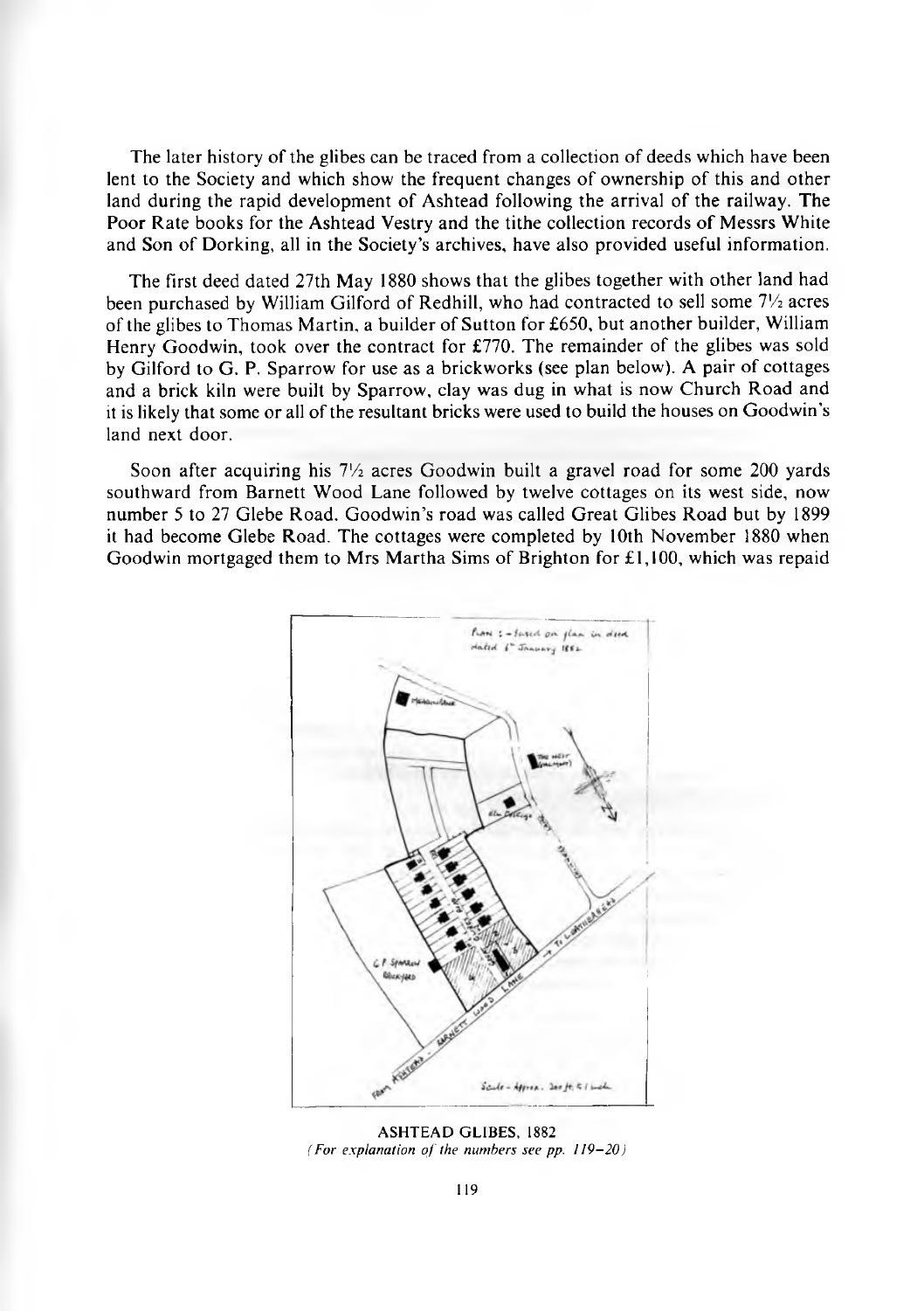The later history of the glibes can be traced from a collection of deeds which have been lent to the Society and which show the frequent changes of ownership of this and other land during the rapid development of Ashtead following the arrival of the railway. The Poor Rate books for the Ashtead Vestry and the tithe collection records of Messrs White and Son of Dorking, all in the Society's archives, have also provided useful information.

The first deed dated 27th May 1880 shows that the glibes together with other land had been purchased by William Gilford of Redhill, who had contracted to sell some 7½ acres of the glibes to Thomas Martin, a builder of Sutton for £650, but another builder, William Henry Goodwin, took over the contract for £770. The remainder of the glibes was sold by Gilford to G. P. Sparrow for use as a brickworks (see plan below). A pair of cottages and a brick kiln were built by Sparrow, clay was dug in what is now Church Road and it is likely that some or all of the resultant bricks were used to build the houses on Goodwin's land next door.

Soon after acquiring his 7½ acres Goodwin built a gravel road for some 200 yards southward from Barnett Wood Lane followed by twelve cottages on its west side, now number 5 to 27 Glebe Road. Goodwin's road was called Great Glibes Road but by 1899 it had become Glebe Road. The cottages were completed by 10th November 1880 when Goodwin mortgaged them to Mrs Martha Sims of Brighton for £1,100, which was repaid

ASHTEAD GLIBES, 1882
*(For explanation of the numbers see pp. 119–20)*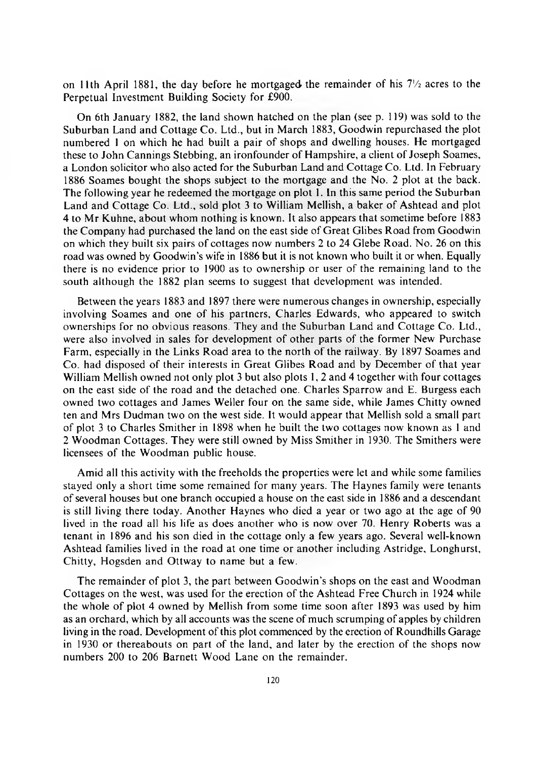on 11th April 1881, the day before he mortgaged the remainder of his 7½ acres to the Perpetual Investment Building Society for £900.

On 6th January 1882, the land shown hatched on the plan (see p. 119) was sold to the Suburban Land and Cottage Co. Ltd., but in March 1883, Goodwin repurchased the plot numbered 1 on which he had built a pair of shops and dwelling houses. He mortgaged these to John Cannings Stebbing, an ironfounder of Hampshire, a client of Joseph Soames, a London solicitor who also acted for the Suburban Land and Cottage Co. Ltd. In February 1886 Soames bought the shops subject to the mortgage and the No. 2 plot at the back. The following year he redeemed the mortgage on plot 1. In this same period the Suburban Land and Cottage Co. Ltd., sold plot 3 to William Mellish, a baker of Ashtead and plot 4 to Mr Kuhne, about whom nothing is known. It also appears that sometime before 1883 the Company had purchased the land on the east side of Great Glibes Road from Goodwin on which they built six pairs of cottages now numbers 2 to 24 Glebe Road. No. 26 on this road was owned by Goodwin's wife in 1886 but it is not known who built it or when. Equally there is no evidence prior to 1900 as to ownership or user of the remaining land to the south although the 1882 plan seems to suggest that development was intended.

Between the years 1883 and 1897 there were numerous changes in ownership, especially involving Soames and one of his partners, Charles Edwards, who appeared to switch ownerships for no obvious reasons. They and the Suburban Land and Cottage Co. Ltd., were also involved in sales for development of other parts of the former New Purchase Farm, especially in the Links Road area to the north of the railway. By 1897 Soames and Co. had disposed of their interests in Great Glibes Road and by December of that year William Mellish owned not only plot 3 but also plots 1, 2 and 4 together with four cottages on the east side of the road and the detached one. Charles Sparrow and E. Burgess each owned two cottages and James Weller four on the same side, while James Chitty owned ten and Mrs Dudman two on the west side. It would appear that Mellish sold a small part of plot 3 to Charles Smither in 1898 when he built the two cottages now known as 1 and 2 Woodman Cottages. They were still owned by Miss Smither in 1930. The Smithers were licensees of the Woodman public house.

Amid all this activity with the freeholds the properties were let and while some families stayed only a short time some remained for many years. The Haynes family were tenants of several houses but one branch occupied a house on the east side in 1886 and a descendant is still living there today. Another Haynes who died a year or two ago at the age of 90 lived in the road all his life as does another who is now over 70. Henry Roberts was a tenant in 1896 and his son died in the cottage only a few years ago. Several well-known Ashtead families lived in the road at one time or another including Astridge, Longhurst, Chitty, Hogsden and Ottway to name but a few.

The remainder of plot 3, the part between Goodwin's shops on the east and Woodman Cottages on the west, was used for the erection of the Ashtead Free Church in 1924 while the whole of plot 4 owned by Mellish from some time soon after 1893 was used by him as an orchard, which by all accounts was the scene of much scrumping of apples by children living in the road. Development of this plot commenced by the erection of Roundhills Garage in 1930 or thereabouts on part of the land, and later by the erection of the shops now numbers 200 to 206 Barnett Wood Lane on the remainder.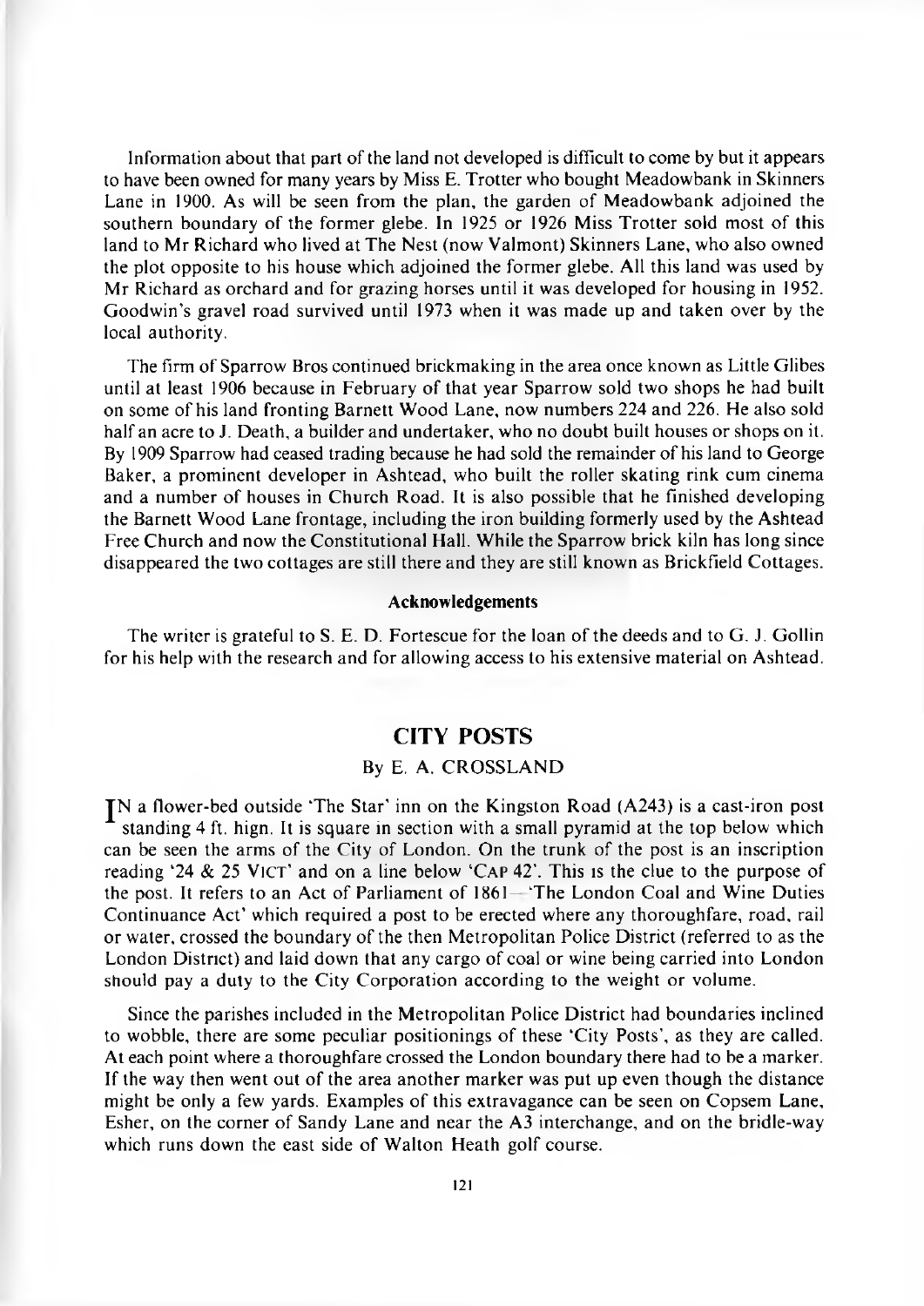Information about that part of the land not developed is difficult to come by but it appears to have been owned for many years by Miss E. Trotter who bought Meadowbank in Skinners Lane in 1900. As will be seen from the plan, the garden of Meadowbank adjoined the southern boundary of the former glebe. In 1925 or 1926 Miss Trotter sold most of this land to Mr Richard who lived at The Nest (now Valmont) Skinners Lane, who also owned the plot opposite to his house which adjoined the former glebe. All this land was used by Mr Richard as orchard and for grazing horses until it was developed for housing in 1952. Goodwin's gravel road survived until 1973 when it was made up and taken over by the local authority.

The firm of Sparrow Bros continued brickmaking in the area once known as Little Glibes until at least 1906 because in February of that year Sparrow sold two shops he had built on some of his land fronting Barnett Wood Lane, now numbers 224 and 226. He also sold half an acre to J. Death, a builder and undertaker, who no doubt built houses or shops on it. By 1909 Sparrow had ceased trading because he had sold the remainder of his land to George Baker, a prominent developer in Ashtead, who built the roller skating rink cum cinema and a number of houses in Church Road. It is also possible that he finished developing the Barnett Wood Lane frontage, including the iron building formerly used by the Ashtead Free Church and now the Constitutional Hall. While the Sparrow brick kiln has long since disappeared the two cottages are still there and they are still known as Brickfield Cottages.

### Acknowledgements

The writer is grateful to S. E. D. Fortescue for the loan of the deeds and to G. J. Gollin for his help with the research and for allowing access to his extensive material on Ashtead.

## CITY POSTS

By E. A. CROSSLAND

IN a flower-bed outside 'The Star' inn on the Kingston Road (A243) is a cast-iron post standing 4 ft. hign. It is square in section with a small pyramid at the top below which can be seen the arms of the City of London. On the trunk of the post is an inscription reading '24 & 25 VICT' and on a line below 'CAP 42'. This is the clue to the purpose of the post. It refers to an Act of Parliament of 1861—'The London Coal and Wine Duties Continuance Act' which required a post to be erected where any thoroughfare, road, rail or water, crossed the boundary of the then Metropolitan Police District (referred to as the London District) and laid down that any cargo of coal or wine being carried into London should pay a duty to the City Corporation according to the weight or volume.

Since the parishes included in the Metropolitan Police District had boundaries inclined to wobble, there are some peculiar positionings of these 'City Posts', as they are called. At each point where a thoroughfare crossed the London boundary there had to be a marker. If the way then went out of the area another marker was put up even though the distance might be only a few yards. Examples of this extravagance can be seen on Copsem Lane, Esher, on the corner of Sandy Lane and near the A3 interchange, and on the bridle-way which runs down the east side of Walton Heath golf course.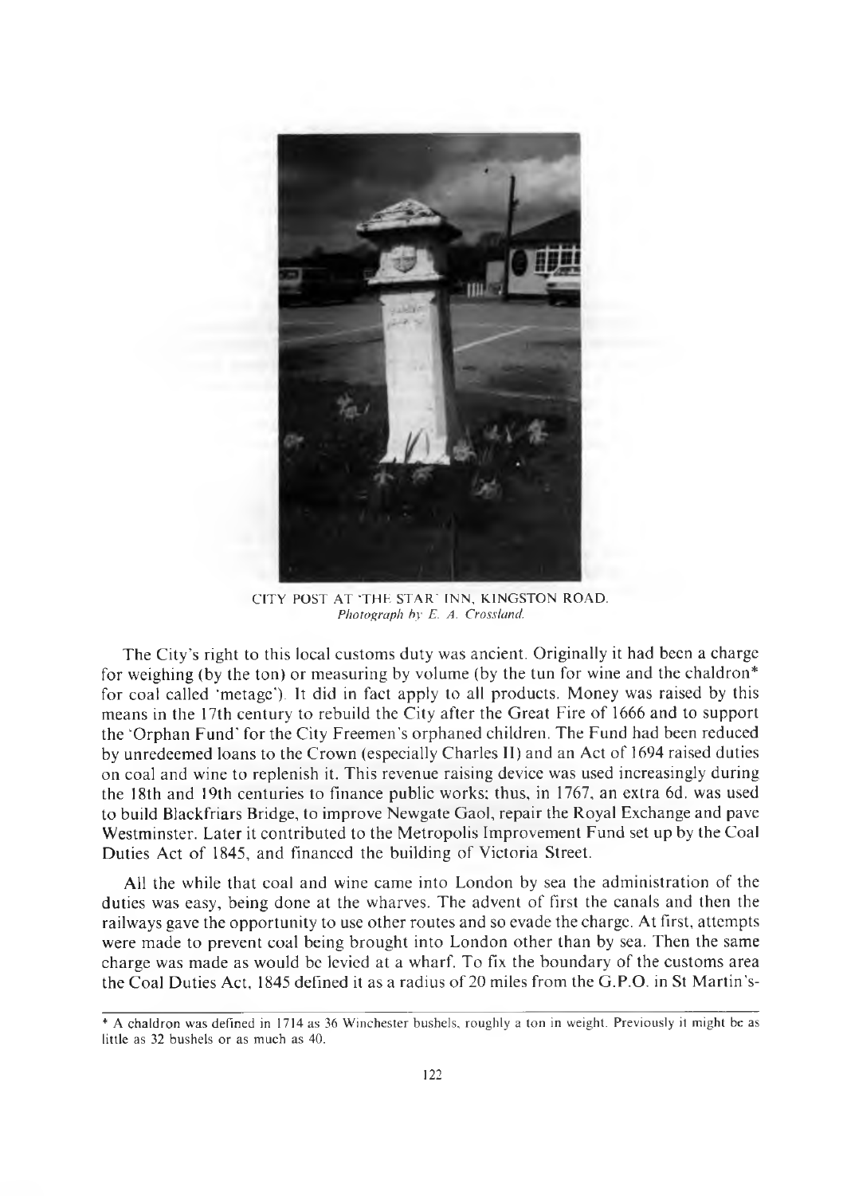CITY POST AT 'THE STAR' INN, KINGSTON ROAD.
*Photograph by E. A. Crossland.*

The City's right to this local customs duty was ancient. Originally it had been a charge for weighing (by the ton) or measuring by volume (by the tun for wine and the chaldron* for coal called 'metage'). It did in fact apply to all products. Money was raised by this means in the 17th century to rebuild the City after the Great Fire of 1666 and to support the 'Orphan Fund' for the City Freemen's orphaned children. The Fund had been reduced by unredeemed loans to the Crown (especially Charles II) and an Act of 1694 raised duties on coal and wine to replenish it. This revenue raising device was used increasingly during the 18th and 19th centuries to finance public works; thus, in 1767, an extra 6d. was used to build Blackfriars Bridge, to improve Newgate Gaol, repair the Royal Exchange and pave Westminster. Later it contributed to the Metropolis Improvement Fund set up by the Coal Duties Act of 1845, and financed the building of Victoria Street.

All the while that coal and wine came into London by sea the administration of the duties was easy, being done at the wharves. The advent of first the canals and then the railways gave the opportunity to use other routes and so evade the charge. At first, attempts were made to prevent coal being brought into London other than by sea. Then the same charge was made as would be levied at a wharf. To fix the boundary of the customs area the Coal Duties Act, 1845 defined it as a radius of 20 miles from the G.P.O. in St Martin's-

* A chaldron was defined in 1714 as 36 Winchester bushels, roughly a ton in weight. Previously it might be as little as 32 bushels or as much as 40.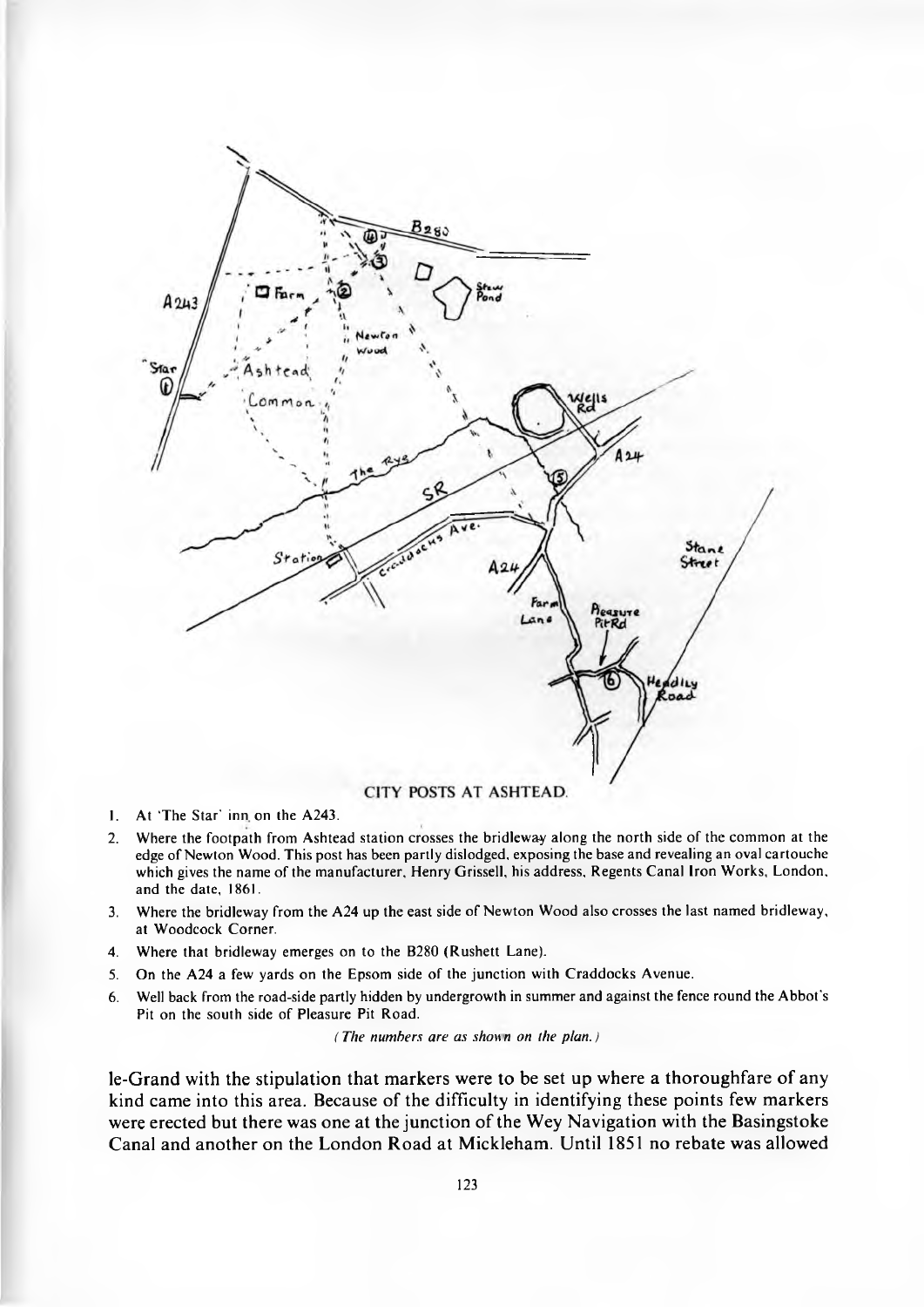CITY POSTS AT ASHTEAD.

1. At 'The Star' inn on the A243.
2. Where the footpath from Ashtead station crosses the bridleway along the north side of the common at the edge of Newton Wood. This post has been partly dislodged, exposing the base and revealing an oval cartouche which gives the name of the manufacturer, Henry Grissell, his address, Regents Canal Iron Works, London, and the date, 1861.
3. Where the bridleway from the A24 up the east side of Newton Wood also crosses the last named bridleway, at Woodcock Corner.
4. Where that bridleway emerges on to the B280 (Rushett Lane).
5. On the A24 a few yards on the Epsom side of the junction with Craddocks Avenue.
6. Well back from the road-side partly hidden by undergrowth in summer and against the fence round the Abbot's Pit on the south side of Pleasure Pit Road.

*(The numbers are as shown on the plan.)*

le-Grand with the stipulation that markers were to be set up where a thoroughfare of any kind came into this area. Because of the difficulty in identifying these points few markers were erected but there was one at the junction of the Wey Navigation with the Basingstoke Canal and another on the London Road at Mickleham. Until 1851 no rebate was allowed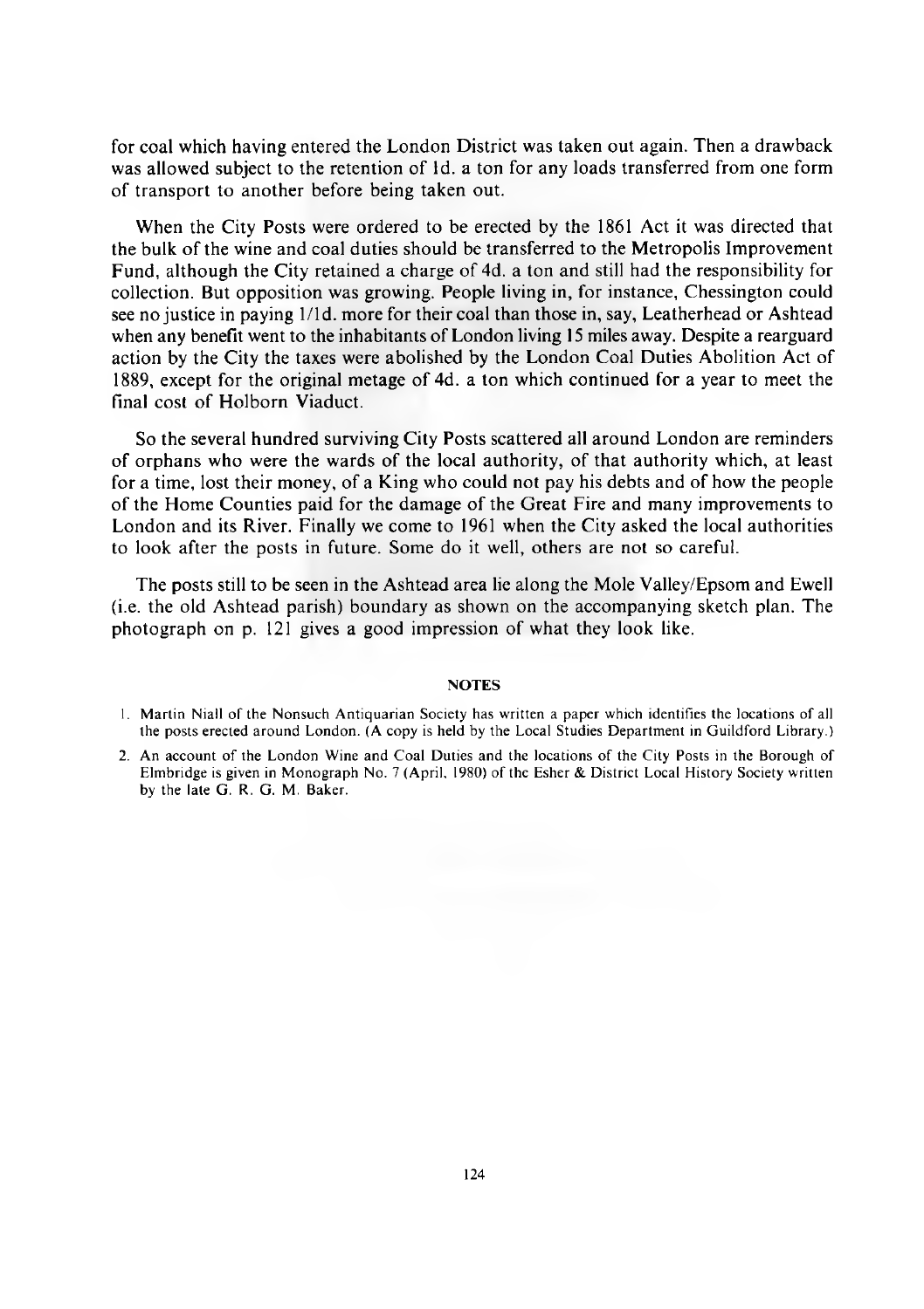for coal which having entered the London District was taken out again. Then a drawback was allowed subject to the retention of 1d. a ton for any loads transferred from one form of transport to another before being taken out.

When the City Posts were ordered to be erected by the 1861 Act it was directed that the bulk of the wine and coal duties should be transferred to the Metropolis Improvement Fund, although the City retained a charge of 4d. a ton and still had the responsibility for collection. But opposition was growing. People living in, for instance, Chessington could see no justice in paying 1/1d. more for their coal than those in, say, Leatherhead or Ashtead when any benefit went to the inhabitants of London living 15 miles away. Despite a rearguard action by the City the taxes were abolished by the London Coal Duties Abolition Act of 1889, except for the original metage of 4d. a ton which continued for a year to meet the final cost of Holborn Viaduct.

So the several hundred surviving City Posts scattered all around London are reminders of orphans who were the wards of the local authority, of that authority which, at least for a time, lost their money, of a King who could not pay his debts and of how the people of the Home Counties paid for the damage of the Great Fire and many improvements to London and its River. Finally we come to 1961 when the City asked the local authorities to look after the posts in future. Some do it well, others are not so careful.

The posts still to be seen in the Ashtead area lie along the Mole Valley/Epsom and Ewell (i.e. the old Ashtead parish) boundary as shown on the accompanying sketch plan. The photograph on p. 121 gives a good impression of what they look like.

## NOTES

1. Martin Niall of the Nonsuch Antiquarian Society has written a paper which identifies the locations of all the posts erected around London. (A copy is held by the Local Studies Department in Guildford Library.)
2. An account of the London Wine and Coal Duties and the locations of the City Posts in the Borough of Elmbridge is given in Monograph No. 7 (April, 1980) of the Esher & District Local History Society written by the late G. R. G. M. Baker.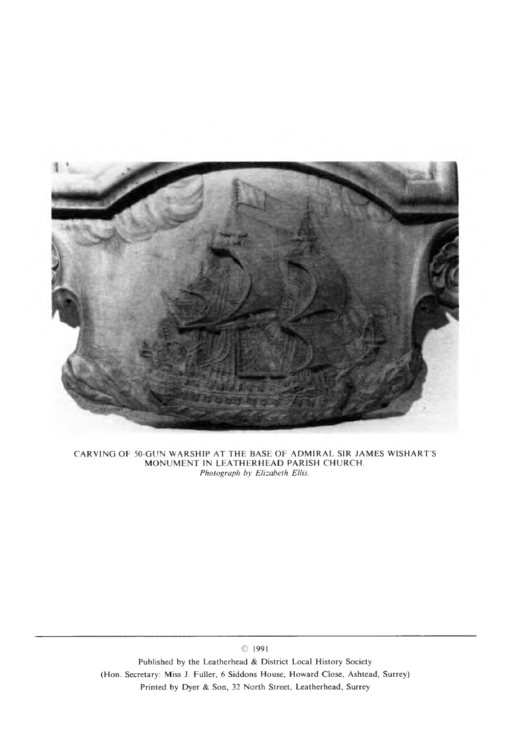CARVING OF 50-GUN WARSHIP AT THE BASE OF ADMIRAL SIR JAMES WISHART'S MONUMENT IN LEATHERHEAD PARISH CHURCH.
*Photograph by Elizabeth Ellis.*

---

© 1991

Published by the Leatherhead & District Local History Society
(Hon. Secretary: Miss J. Fuller, 6 Siddons House, Howard Close, Ashtead, Surrey)
Printed by Dyer & Son, 32 North Street, Leatherhead, Surrey